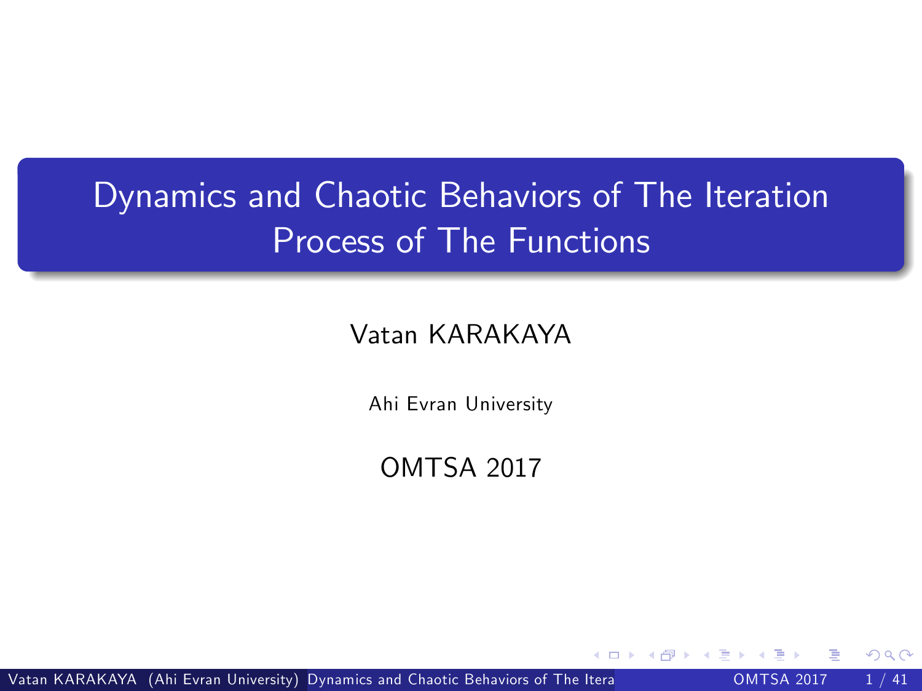# Dynamics and Chaotic Behaviors of The Iteration Process of The Functions

Vatan KARAKAYA

Ahi Evran University

OMTSA 2017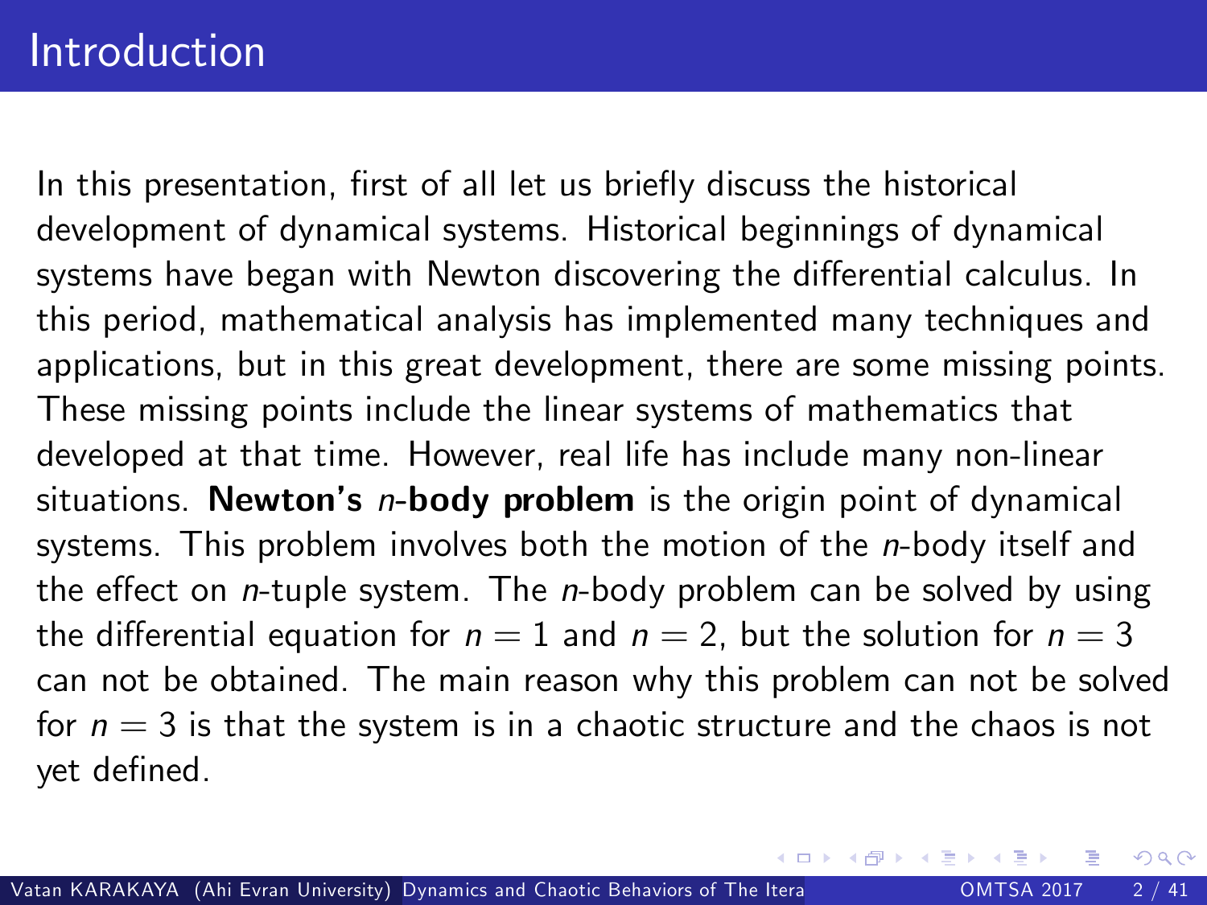# Introduction

In this presentation, first of all let us briefly discuss the historical development of dynamical systems. Historical beginnings of dynamical systems have began with Newton discovering the differential calculus. In this period, mathematical analysis has implemented many techniques and applications, but in this great development, there are some missing points. These missing points include the linear systems of mathematics that developed at that time. However, real life has include many non-linear situations. **Newton's $n$-body problem** is the origin point of dynamical systems. This problem involves both the motion of the $n$-body itself and the effect on $n$-tuple system. The $n$-body problem can be solved by using the differential equation for $n = 1$ and $n = 2$, but the solution for $n = 3$ can not be obtained. The main reason why this problem can not be solved for $n = 3$ is that the system is in a chaotic structure and the chaos is not yet defined.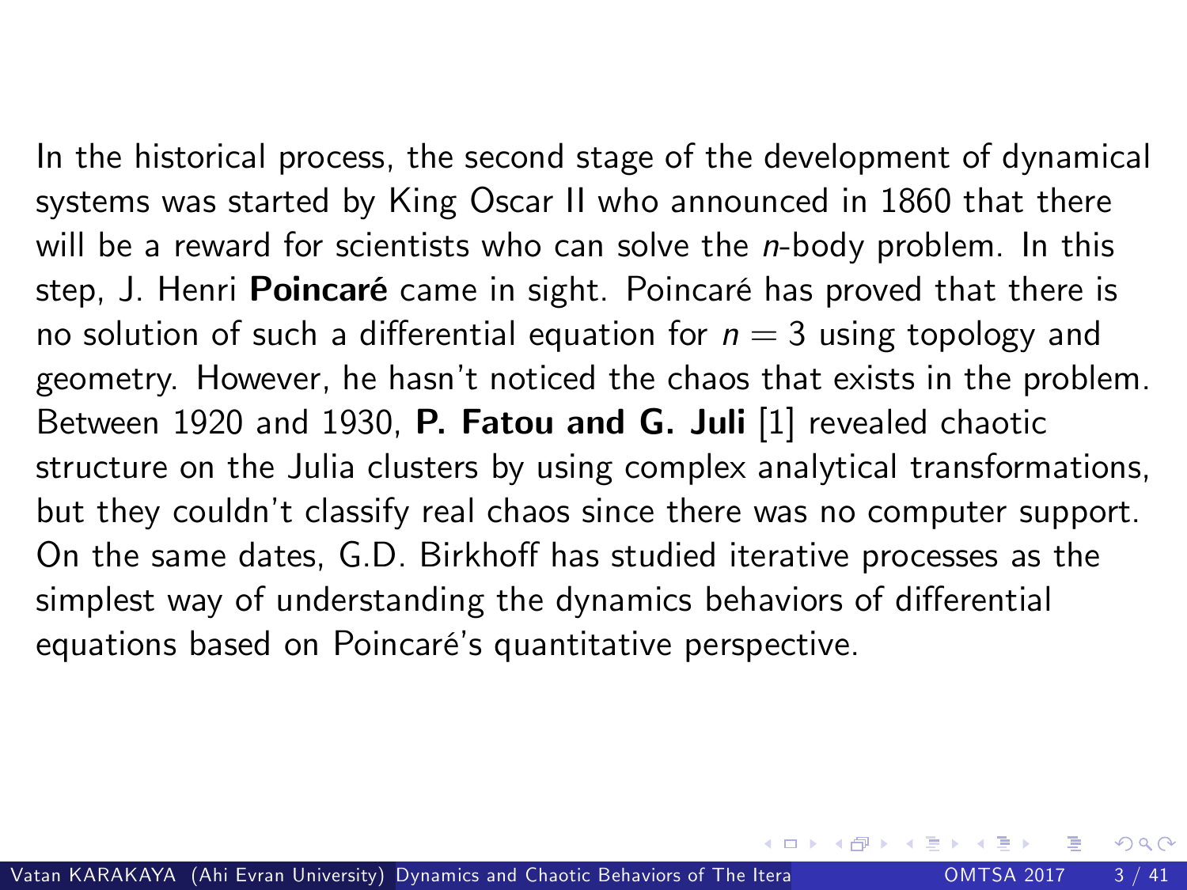In the historical process, the second stage of the development of dynamical systems was started by King Oscar II who announced in 1860 that there will be a reward for scientists who can solve the $n$-body problem. In this step, J. Henri **Poincaré** came in sight. Poincaré has proved that there is no solution of such a differential equation for $n = 3$ using topology and geometry. However, he hasn't noticed the chaos that exists in the problem. Between 1920 and 1930, **P. Fatou and G. Juli** [1] revealed chaotic structure on the Julia clusters by using complex analytical transformations, but they couldn't classify real chaos since there was no computer support. On the same dates, G.D. Birkhoff has studied iterative processes as the simplest way of understanding the dynamics behaviors of differential equations based on Poincaré's quantitative perspective.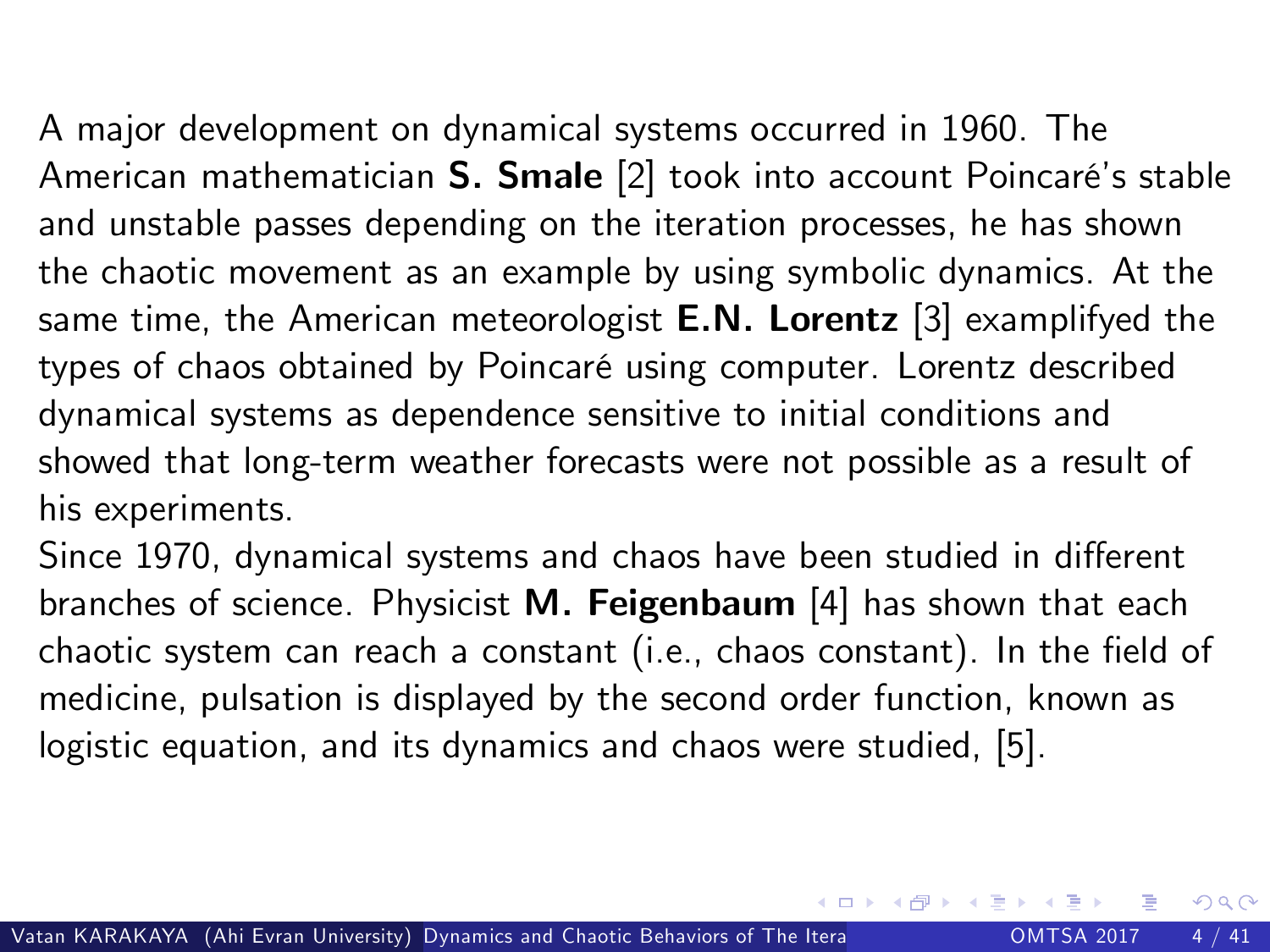A major development on dynamical systems occurred in 1960. The American mathematician **S. Smale** [2] took into account Poincaré's stable and unstable passes depending on the iteration processes, he has shown the chaotic movement as an example by using symbolic dynamics. At the same time, the American meteorologist **E.N. Lorentz** [3] examplifyed the types of chaos obtained by Poincaré using computer. Lorentz described dynamical systems as dependence sensitive to initial conditions and showed that long-term weather forecasts were not possible as a result of his experiments.

Since 1970, dynamical systems and chaos have been studied in different branches of science. Physicist **M. Feigenbaum** [4] has shown that each chaotic system can reach a constant (i.e., chaos constant). In the field of medicine, pulsation is displayed by the second order function, known as logistic equation, and its dynamics and chaos were studied, [5].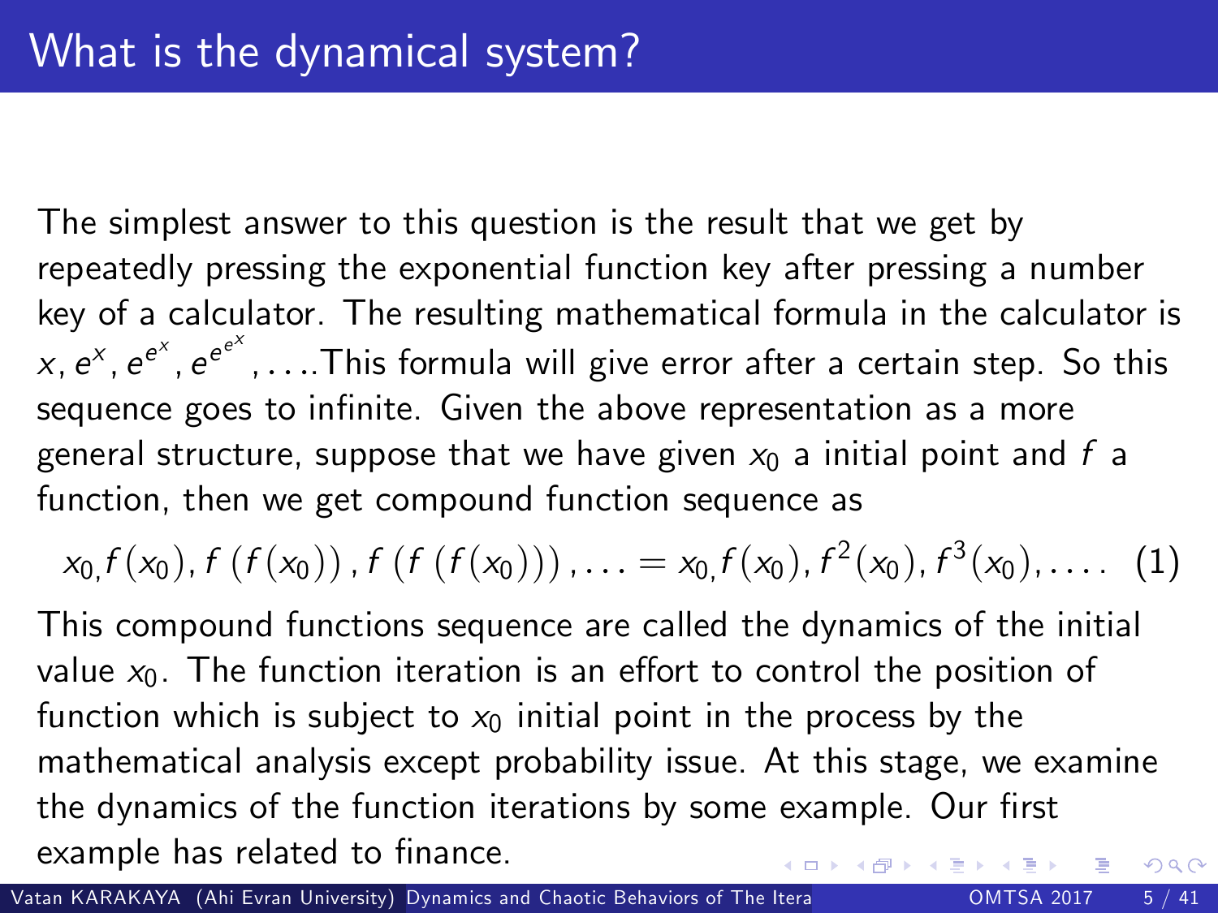# What is the dynamical system?

The simplest answer to this question is the result that we get by repeatedly pressing the exponential function key after pressing a number key of a calculator. The resulting mathematical formula in the calculator is $x, e^x, e^{e^x}, e^{e^{e^x}}, \ldots$.This formula will give error after a certain step. So this sequence goes to infinite. Given the above representation as a more general structure, suppose that we have given $x_0$ a initial point and $f$ a function, then we get compound function sequence as

$$x_{0,} f(x_0), f(f(x_0)), f(f(f(x_0))), \ldots = x_{0,} f(x_0), f^2(x_0), f^3(x_0), \ldots. \quad (1)$$

This compound functions sequence are called the dynamics of the initial value $x_0$. The function iteration is an effort to control the position of function which is subject to $x_0$ initial point in the process by the mathematical analysis except probability issue. At this stage, we examine the dynamics of the function iterations by some example. Our first example has related to finance.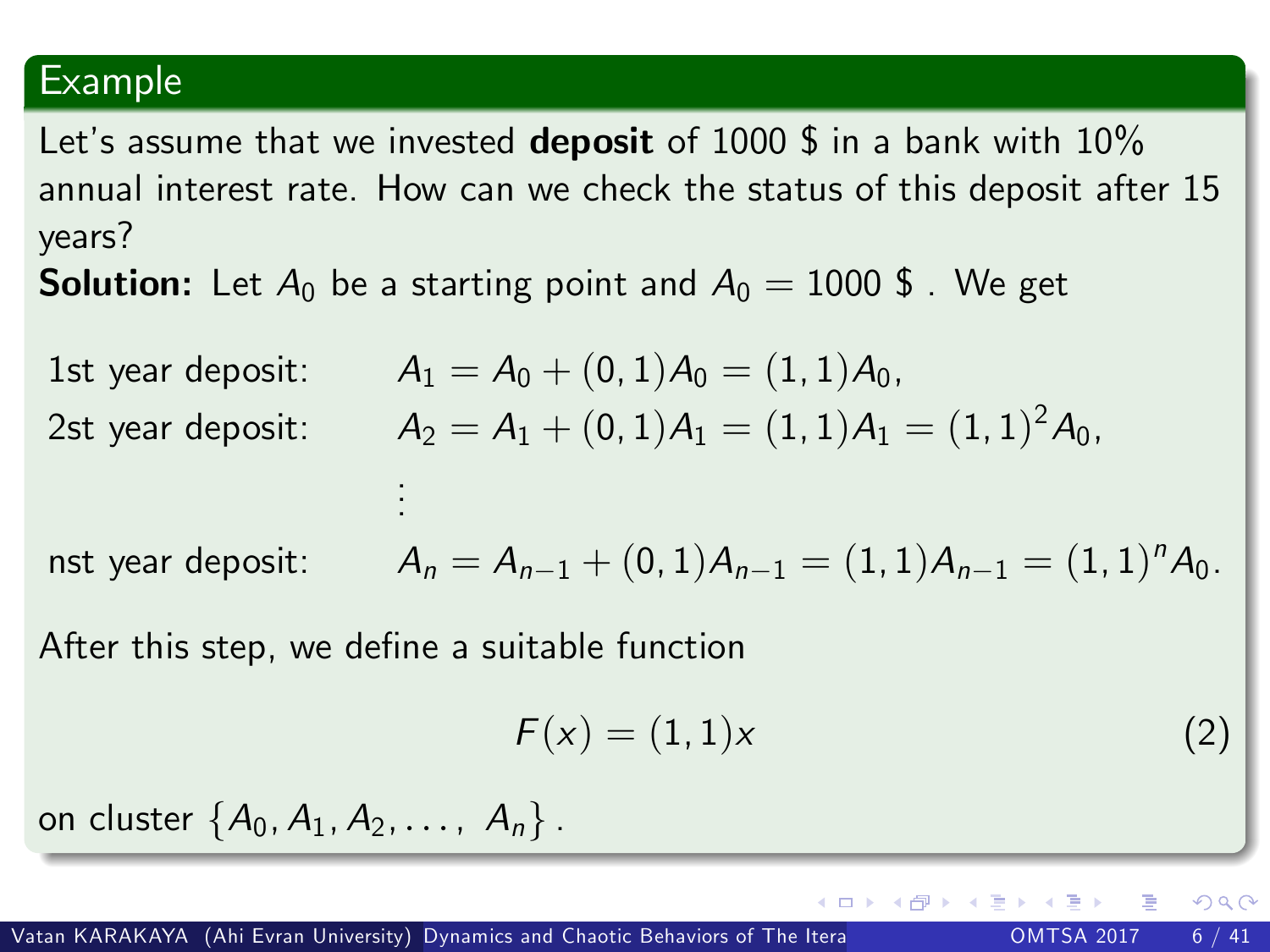## Example

Let's assume that we invested **deposit** of 1000 $ in a bank with 10% annual interest rate. How can we check the status of this deposit after 15 years?

**Solution:** Let $A_0$ be a starting point and $A_0 = 1000$ $ . We get

$$
\begin{aligned}
&\text{1st year deposit:} && A_1 = A_0 + (0,1)A_0 = (1,1)A_0, \\
&\text{2st year deposit:} && A_2 = A_1 + (0,1)A_1 = (1,1)A_1 = (1,1)^2 A_0, \\
& && \vdots \\
&\text{nst year deposit:} && A_n = A_{n-1} + (0,1)A_{n-1} = (1,1)A_{n-1} = (1,1)^n A_0.
\end{aligned}
$$

After this step, we define a suitable function

$$
F(x) = (1,1)x \tag{2}
$$

on cluster $\{A_0, A_1, A_2, \ldots, A_n\}$ .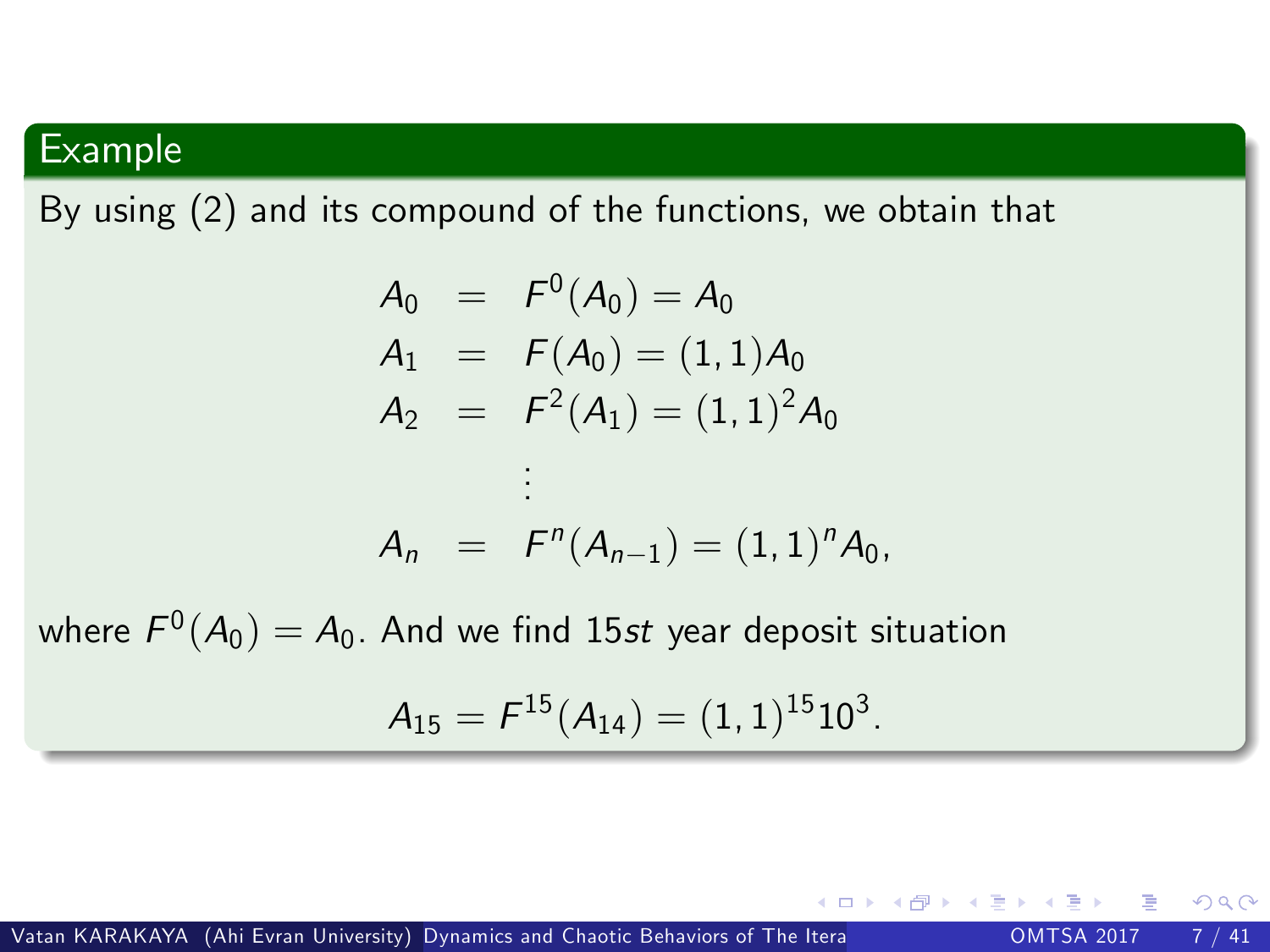### Example

By using (2) and its compound of the functions, we obtain that

$$
\begin{aligned}
A_0 &= F^0(A_0) = A_0 \\
A_1 &= F(A_0) = (1,1)A_0 \\
A_2 &= F^2(A_1) = (1,1)^2 A_0 \\
&\vdots \\
A_n &= F^n(A_{n-1}) = (1,1)^n A_0,
\end{aligned}
$$

where $F^0(A_0) = A_0$. And we find $15st$ year deposit situation

$$
A_{15} = F^{15}(A_{14}) = (1,1)^{15} 10^3.
$$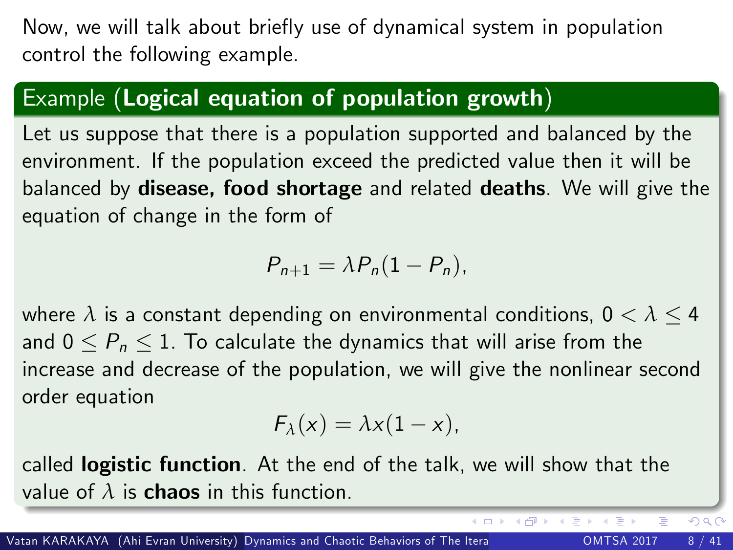Now, we will talk about briefly use of dynamical system in population control the following example.

**Example (Logical equation of population growth)**

Let us suppose that there is a population supported and balanced by the environment. If the population exceed the predicted value then it will be balanced by **disease, food shortage** and related **deaths**. We will give the equation of change in the form of

$$P_{n+1} = \lambda P_n(1 - P_n),$$

where $\lambda$ is a constant depending on environmental conditions, $0 < \lambda \leq 4$ and $0 \leq P_n \leq 1$. To calculate the dynamics that will arise from the increase and decrease of the population, we will give the nonlinear second order equation

$$F_\lambda(x) = \lambda x(1 - x),$$

called **logistic function**. At the end of the talk, we will show that the value of $\lambda$ is **chaos** in this function.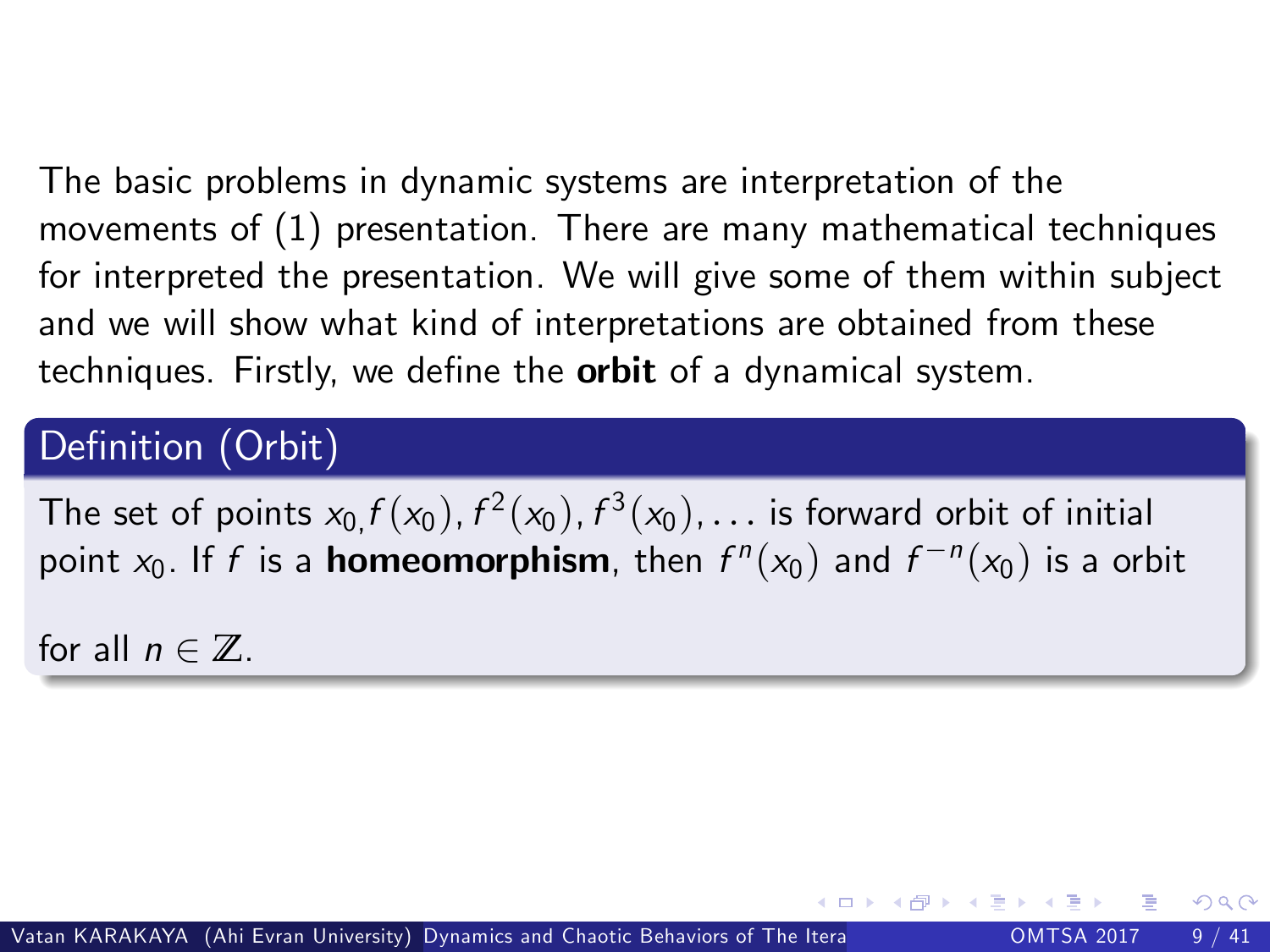The basic problems in dynamic systems are interpretation of the movements of (1) presentation. There are many mathematical techniques for interpreted the presentation. We will give some of them within subject and we will show what kind of interpretations are obtained from these techniques. Firstly, we define the **orbit** of a dynamical system.

**Definition (Orbit)**

The set of points $x_{0,} f(x_0), f^2(x_0), f^3(x_0), \ldots$ is forward orbit of initial point $x_0$. If $f$ is a **homeomorphism**, then $f^n(x_0)$ and $f^{-n}(x_0)$ is a orbit

for all $n \in \mathbb{Z}$.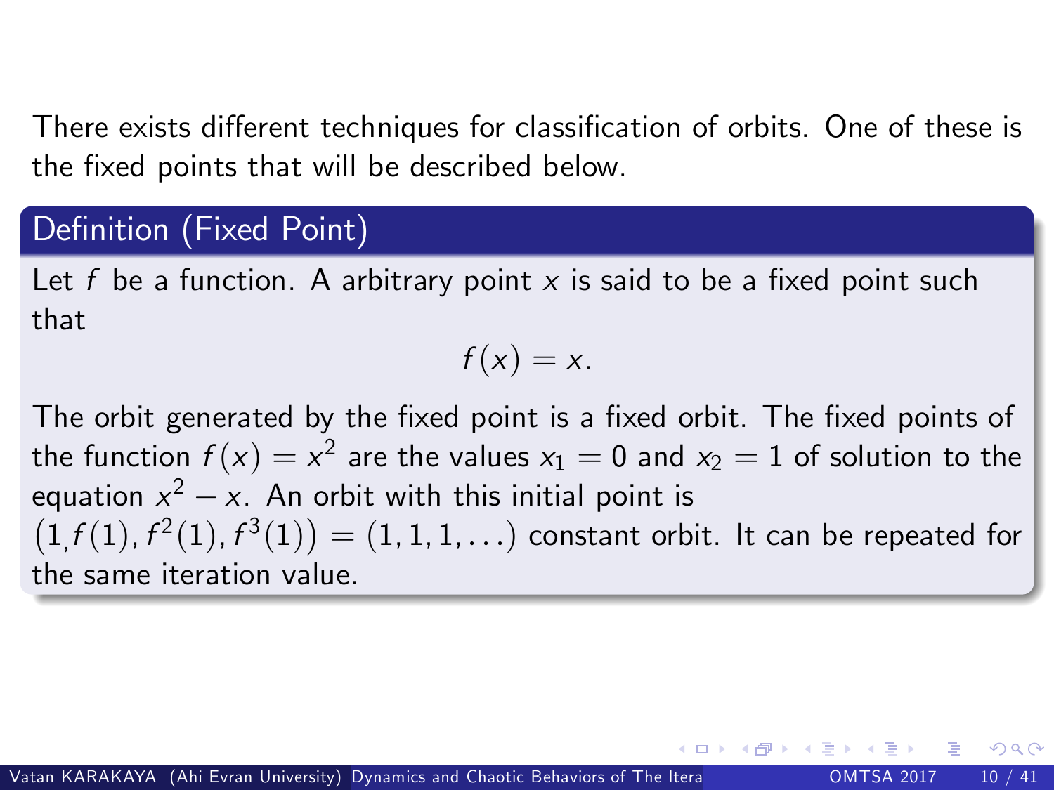There exists different techniques for classification of orbits. One of these is the fixed points that will be described below.

### Definition (Fixed Point)

Let $f$ be a function. A arbitrary point $x$ is said to be a fixed point such that

$$f(x) = x.$$

The orbit generated by the fixed point is a fixed orbit. The fixed points of the function $f(x) = x^2$ are the values $x_1 = 0$ and $x_2 = 1$ of solution to the equation $x^2 - x$. An orbit with this initial point is $\left(1, f(1), f^2(1), f^3(1)\right) = (1, 1, 1, \ldots)$ constant orbit. It can be repeated for the same iteration value.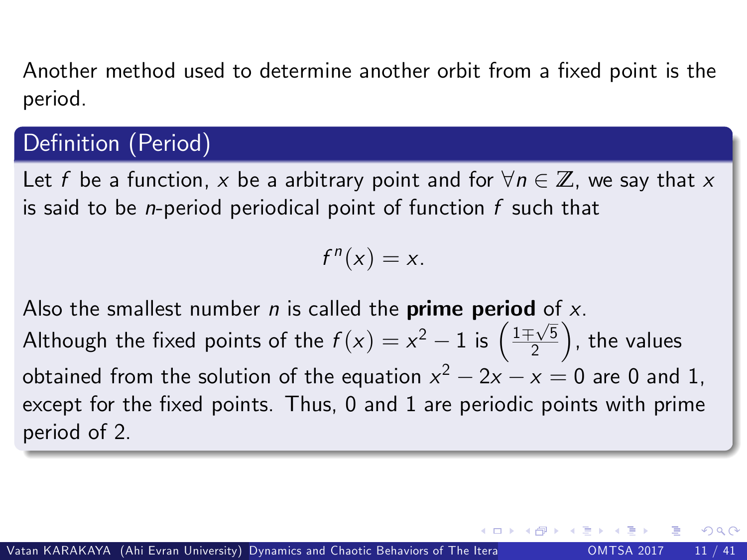Another method used to determine another orbit from a fixed point is the period.

## Definition (Period)

Let $f$ be a function, $x$ be a arbitrary point and for $\forall n \in \mathbb{Z}$, we say that $x$ is said to be $n$-period periodical point of function $f$ such that

$$f^n(x) = x.$$

Also the smallest number $n$ is called the **prime period** of $x$.
Although the fixed points of the $f(x) = x^2 - 1$ is $\left(\frac{1 \mp \sqrt{5}}{2}\right)$, the values obtained from the solution of the equation $x^2 - 2x - x = 0$ are 0 and 1, except for the fixed points. Thus, 0 and 1 are periodic points with prime period of 2.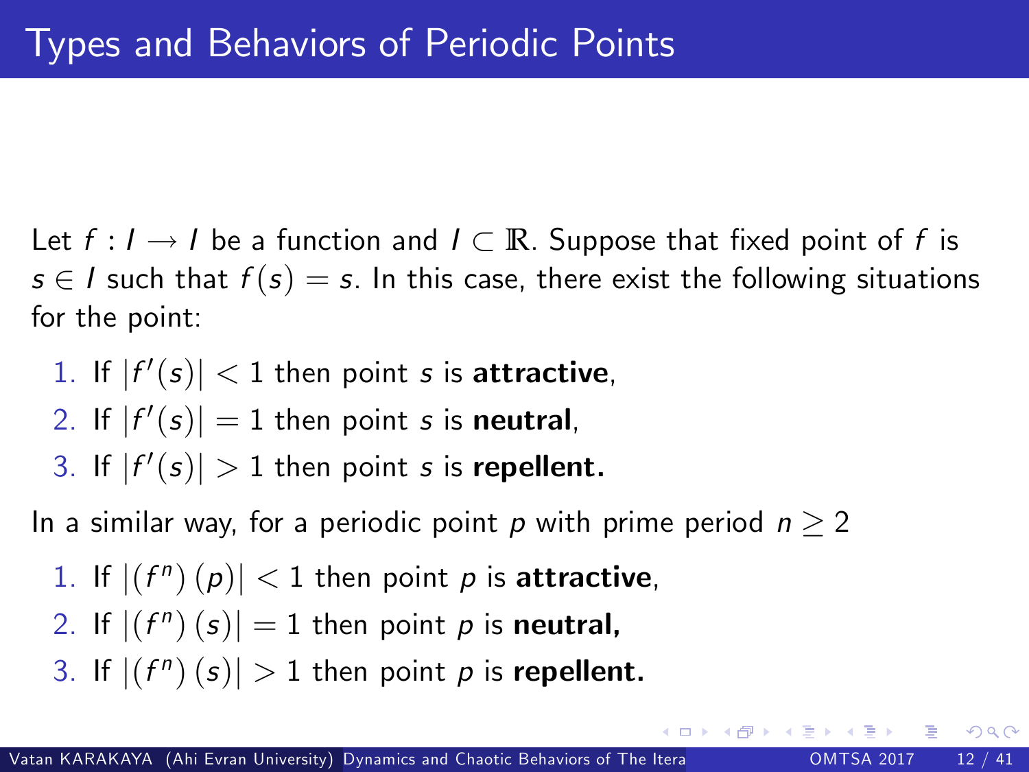# Types and Behaviors of Periodic Points

Let $f : I \rightarrow I$ be a function and $I \subset \mathbb{R}$. Suppose that fixed point of $f$ is $s \in I$ such that $f(s) = s$. In this case, there exist the following situations for the point:

1. If $|f'(s)| < 1$ then point $s$ is **attractive**,
2. If $|f'(s)| = 1$ then point $s$ is **neutral**,
3. If $|f'(s)| > 1$ then point $s$ is **repellent.**

In a similar way, for a periodic point $p$ with prime period $n \geq 2$

1. If $|(f^n)(p)| < 1$ then point $p$ is **attractive**,
2. If $|(f^n)(s)| = 1$ then point $p$ is **neutral,**
3. If $|(f^n)(s)| > 1$ then point $p$ is **repellent.**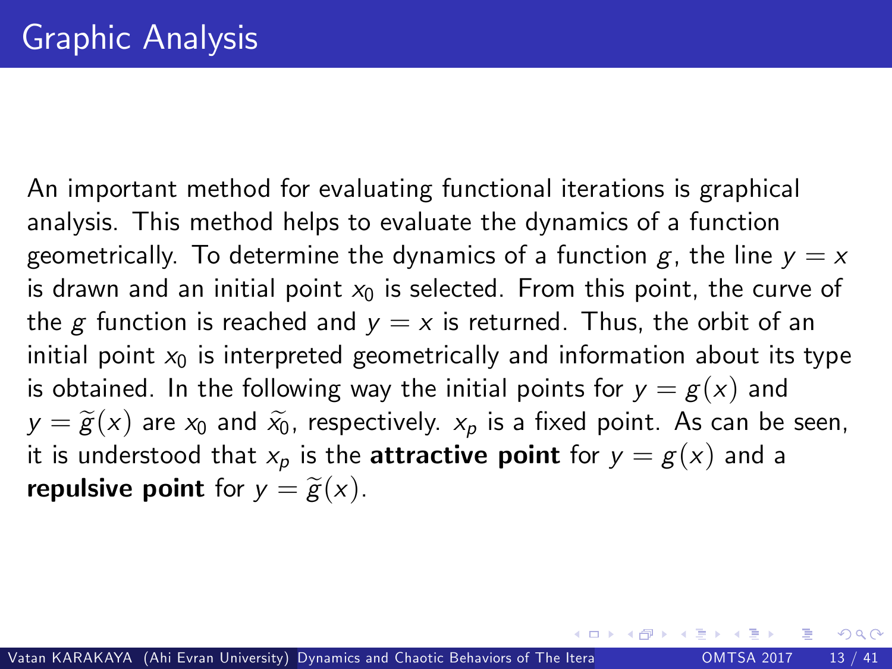# Graphic Analysis

An important method for evaluating functional iterations is graphical analysis. This method helps to evaluate the dynamics of a function geometrically. To determine the dynamics of a function $g$, the line $y = x$ is drawn and an initial point $x_0$ is selected. From this point, the curve of the $g$ function is reached and $y = x$ is returned. Thus, the orbit of an initial point $x_0$ is interpreted geometrically and information about its type is obtained. In the following way the initial points for $y = g(x)$ and $y = \widetilde{g}(x)$ are $x_0$ and $\widetilde{x_0}$, respectively. $x_p$ is a fixed point. As can be seen, it is understood that $x_p$ is the **attractive point** for $y = g(x)$ and a **repulsive point** for $y = \widetilde{g}(x)$.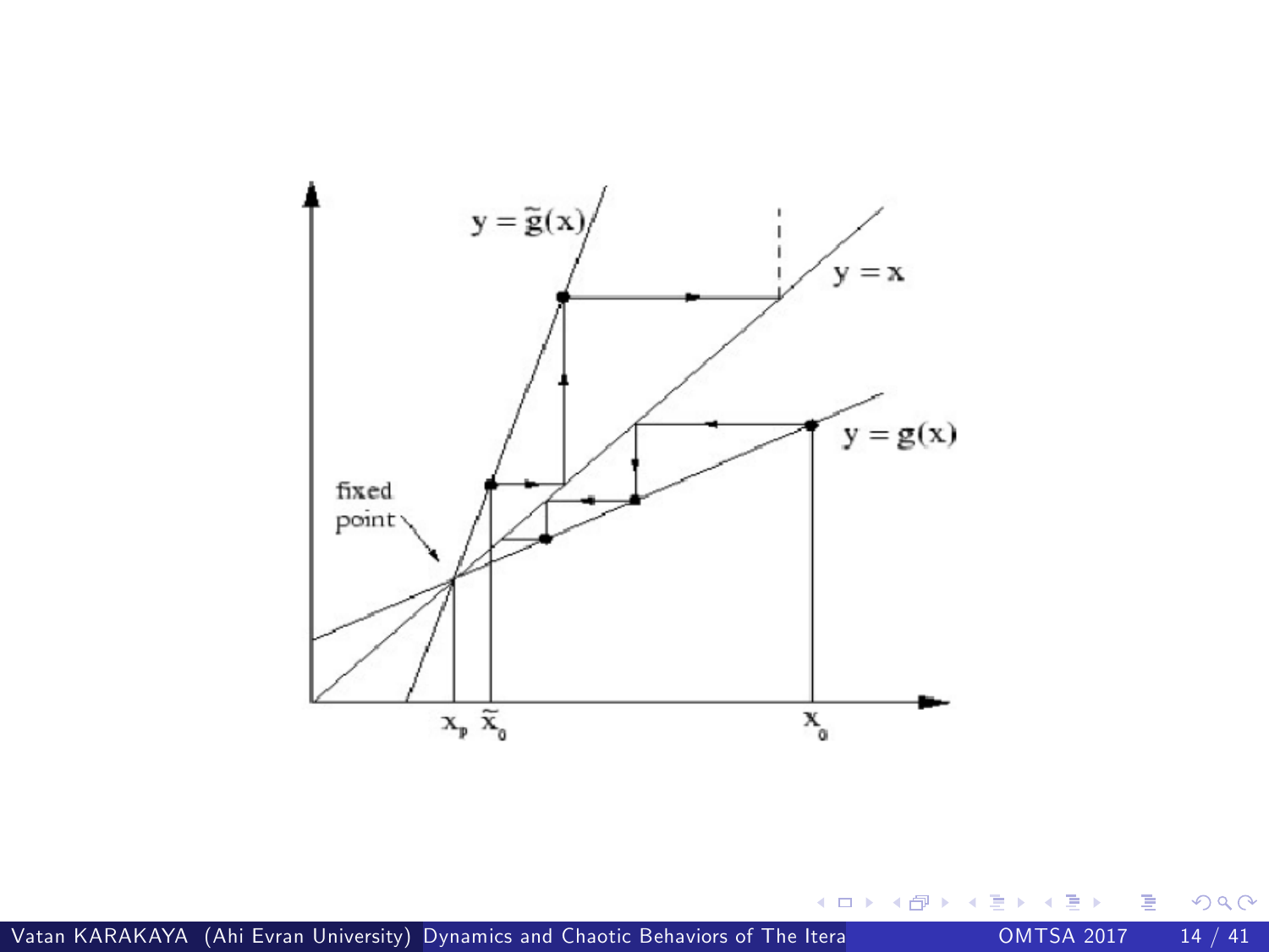$y = \tilde{g}(x)$

$y = x$

$y = g(x)$

fixed point

$x_p$ $\tilde{x}_0$ $x_0$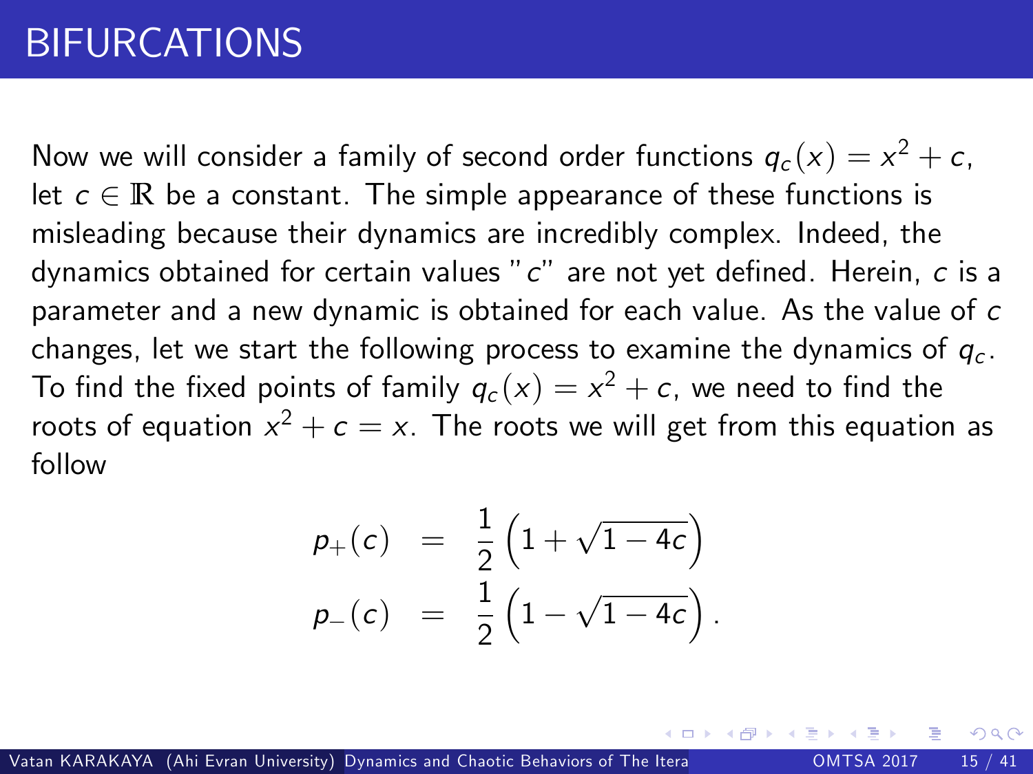# BIFURCATIONS

Now we will consider a family of second order functions $q_c(x) = x^2 + c$, let $c \in \mathbb{R}$ be a constant. The simple appearance of these functions is misleading because their dynamics are incredibly complex. Indeed, the dynamics obtained for certain values "$c$" are not yet defined. Herein, $c$ is a parameter and a new dynamic is obtained for each value. As the value of $c$ changes, let we start the following process to examine the dynamics of $q_c$. To find the fixed points of family $q_c(x) = x^2 + c$, we need to find the roots of equation $x^2 + c = x$. The roots we will get from this equation as follow

$$
\begin{aligned}
p_+(c) &= \frac{1}{2}\left(1 + \sqrt{1 - 4c}\right) \\
p_-(c) &= \frac{1}{2}\left(1 - \sqrt{1 - 4c}\right).
\end{aligned}
$$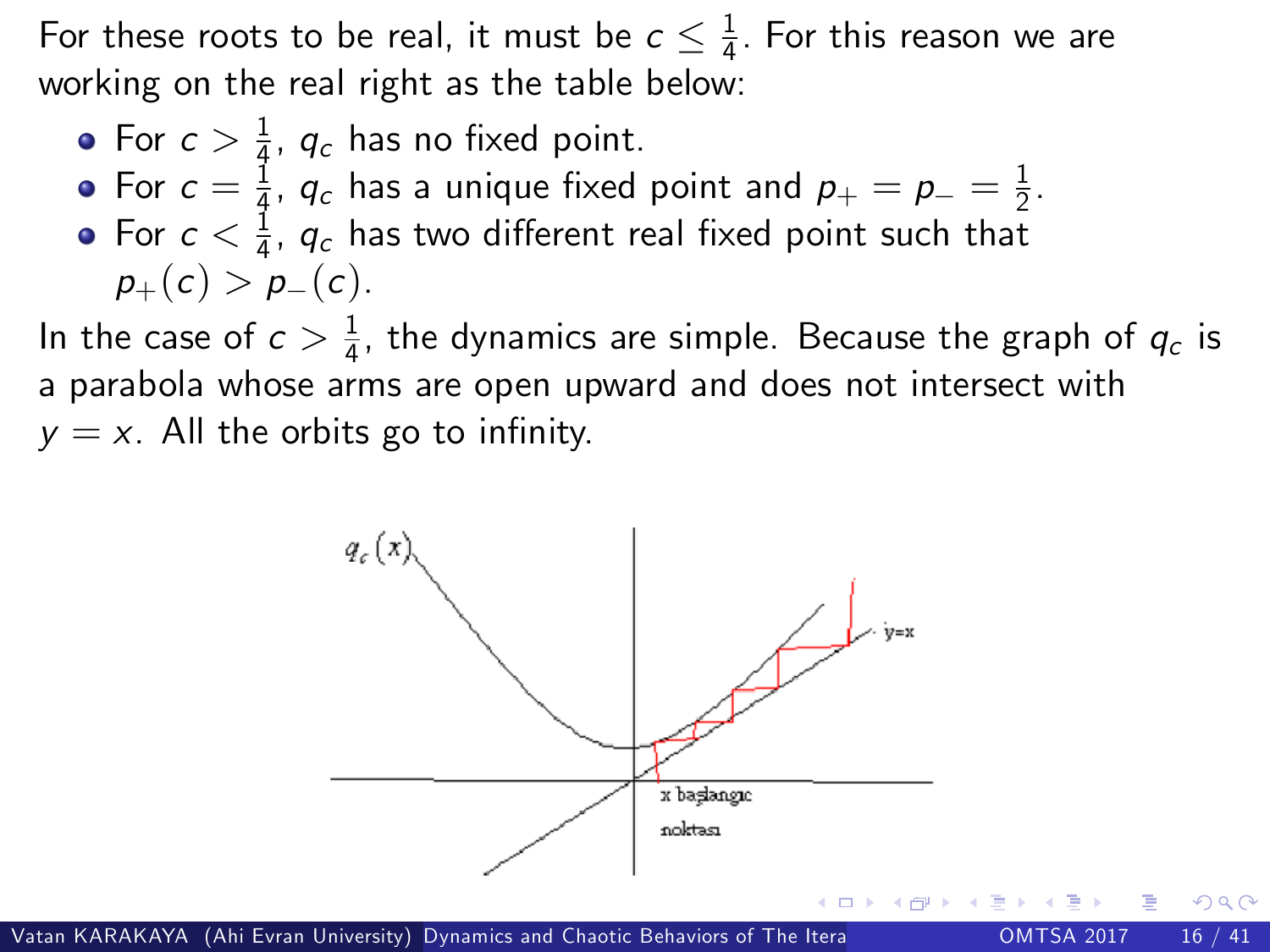For these roots to be real, it must be $c \leq \frac{1}{4}$. For this reason we are working on the real right as the table below:

- For $c > \frac{1}{4}$, $q_c$ has no fixed point.
- For $c = \frac{1}{4}$, $q_c$ has a unique fixed point and $p_+ = p_- = \frac{1}{2}$.
- For $c < \frac{1}{4}$, $q_c$ has two different real fixed point such that $p_+(c) > p_-(c)$.

In the case of $c > \frac{1}{4}$, the dynamics are simple. Because the graph of $q_c$ is a parabola whose arms are open upward and does not intersect with $y = x$. All the orbits go to infinity.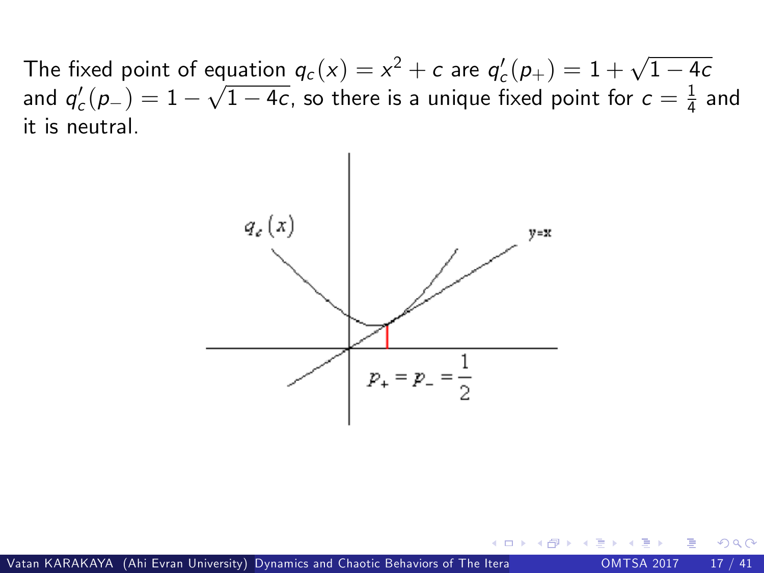The fixed point of equation $q_c(x) = x^2 + c$ are $q_c'(p_+) = 1 + \sqrt{1-4c}$ and $q_c'(p_-) = 1 - \sqrt{1-4c}$, so there is a unique fixed point for $c = \frac{1}{4}$ and it is neutral.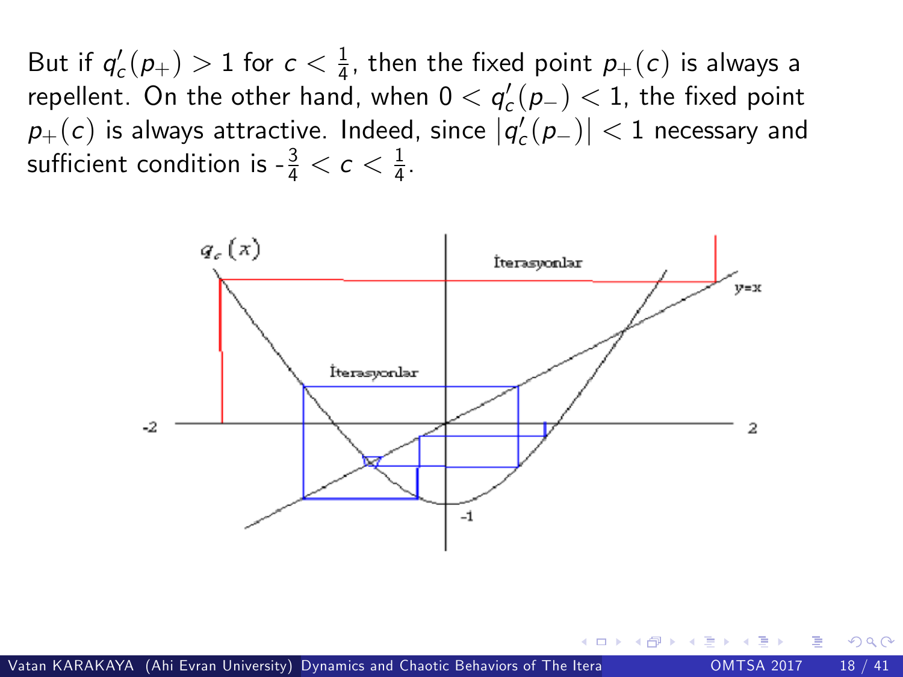But if $q_c'(p_+) > 1$ for $c < \frac{1}{4}$, then the fixed point $p_+(c)$ is always a repellent. On the other hand, when $0 < q_c'(p_-) < 1$, the fixed point $p_+(c)$ is always attractive. Indeed, since $|q_c'(p_-)| < 1$ necessary and sufficient condition is -$\frac{3}{4} < c < \frac{1}{4}$.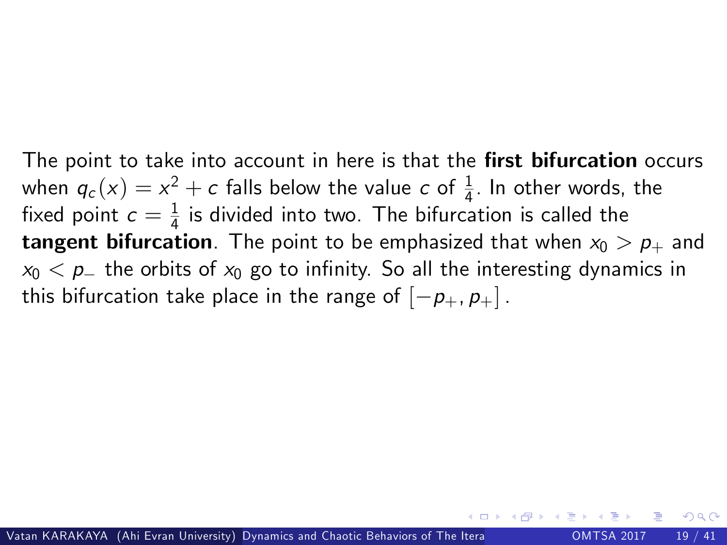The point to take into account in here is that the **first bifurcation** occurs when $q_c(x) = x^2 + c$ falls below the value $c$ of $\frac{1}{4}$. In other words, the fixed point $c = \frac{1}{4}$ is divided into two. The bifurcation is called the **tangent bifurcation**. The point to be emphasized that when $x_0 > p_+$ and $x_0 < p_-$ the orbits of $x_0$ go to infinity. So all the interesting dynamics in this bifurcation take place in the range of $[-p_+, p_+]$.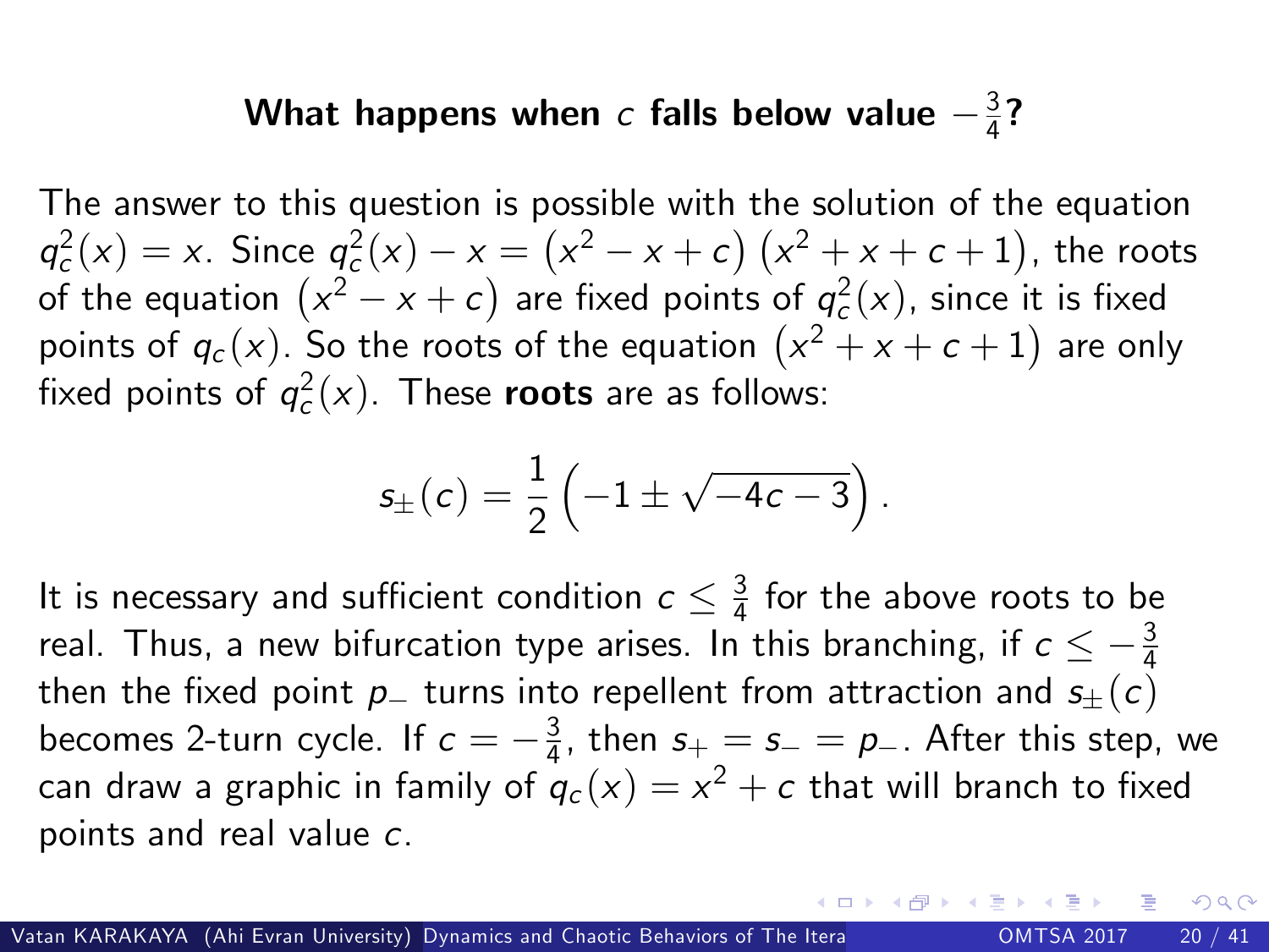## What happens when $c$ falls below value $-\frac{3}{4}$?

The answer to this question is possible with the solution of the equation $q_c^2(x) = x$. Since $q_c^2(x) - x = \left(x^2 - x + c\right)\left(x^2 + x + c + 1\right)$, the roots of the equation $\left(x^2 - x + c\right)$ are fixed points of $q_c^2(x)$, since it is fixed points of $q_c(x)$. So the roots of the equation $\left(x^2 + x + c + 1\right)$ are only fixed points of $q_c^2(x)$. These **roots** are as follows:

$$s_{\pm}(c) = \frac{1}{2}\left(-1 \pm \sqrt{-4c - 3}\right).$$

It is necessary and sufficient condition $c \leq \frac{3}{4}$ for the above roots to be real. Thus, a new bifurcation type arises. In this branching, if $c \leq -\frac{3}{4}$ then the fixed point $p_-$ turns into repellent from attraction and $s_{\pm}(c)$ becomes 2-turn cycle. If $c = -\frac{3}{4}$, then $s_+ = s_- = p_-$. After this step, we can draw a graphic in family of $q_c(x) = x^2 + c$ that will branch to fixed points and real value $c$.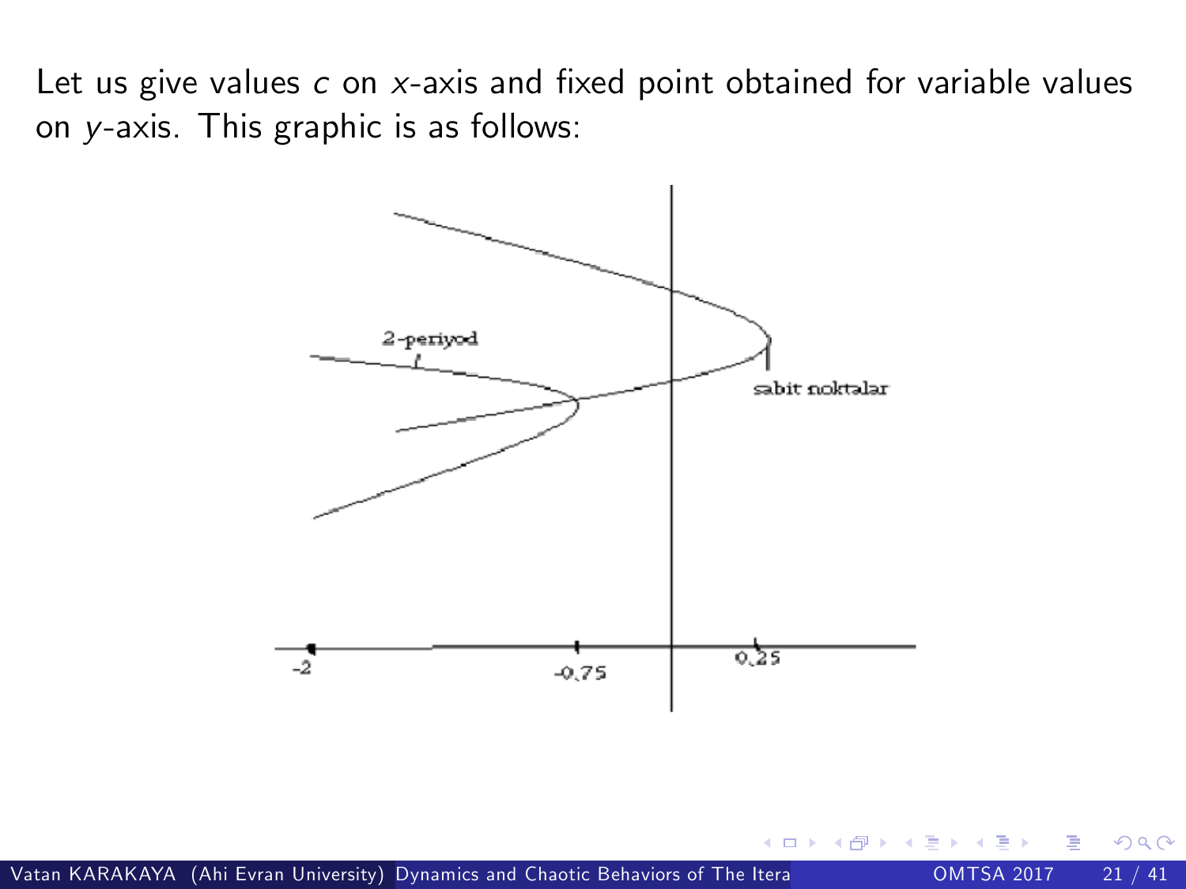Let us give values $c$ on $x$-axis and fixed point obtained for variable values on $y$-axis. This graphic is as follows: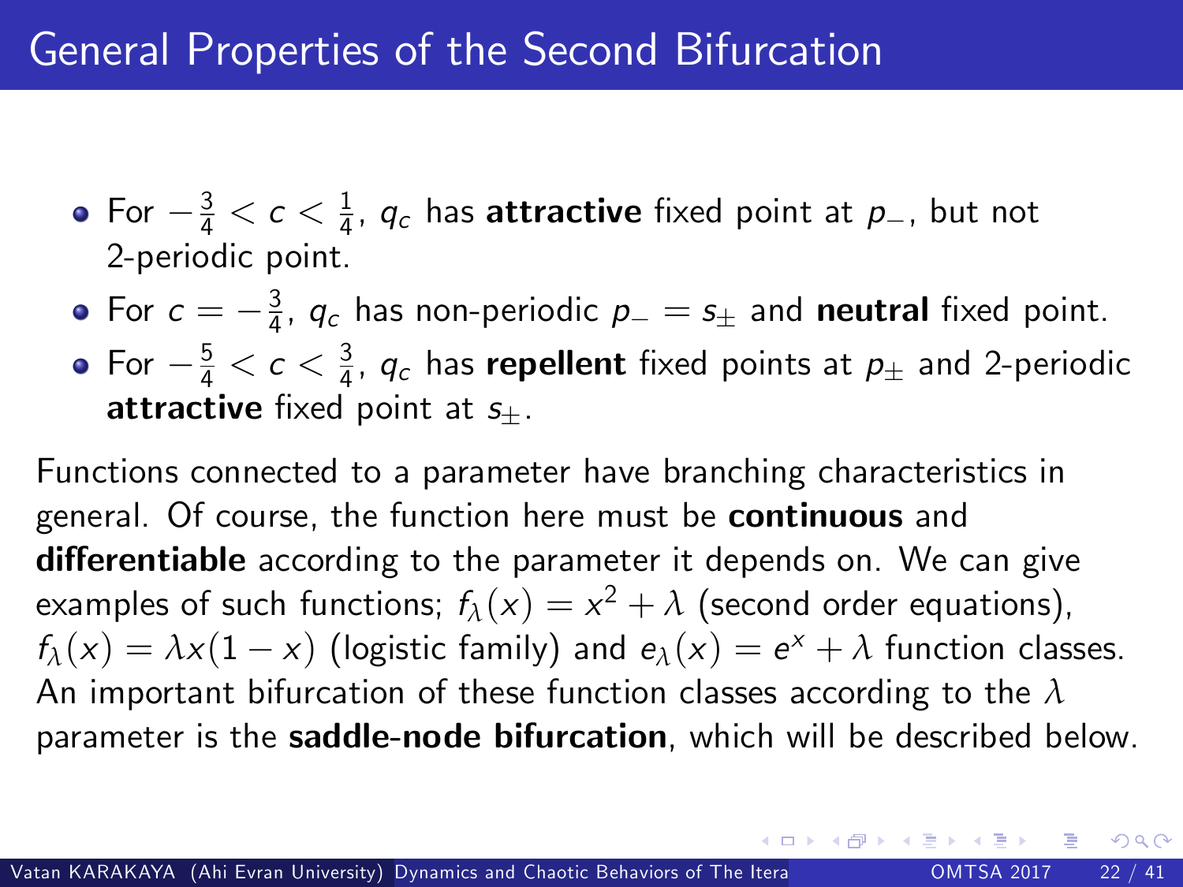# General Properties of the Second Bifurcation

- For $-\frac{3}{4} < c < \frac{1}{4}$, $q_c$ has **attractive** fixed point at $p_-$, but not 2-periodic point.
- For $c = -\frac{3}{4}$, $q_c$ has non-periodic $p_- = s_\pm$ and **neutral** fixed point.
- For $-\frac{5}{4} < c < \frac{3}{4}$, $q_c$ has **repellent** fixed points at $p_\pm$ and 2-periodic **attractive** fixed point at $s_\pm$.

Functions connected to a parameter have branching characteristics in general. Of course, the function here must be **continuous** and **differentiable** according to the parameter it depends on. We can give examples of such functions; $f_\lambda(x) = x^2 + \lambda$ (second order equations), $f_\lambda(x) = \lambda x(1-x)$ (logistic family) and $e_\lambda(x) = e^x + \lambda$ function classes. An important bifurcation of these function classes according to the $\lambda$ parameter is the **saddle-node bifurcation**, which will be described below.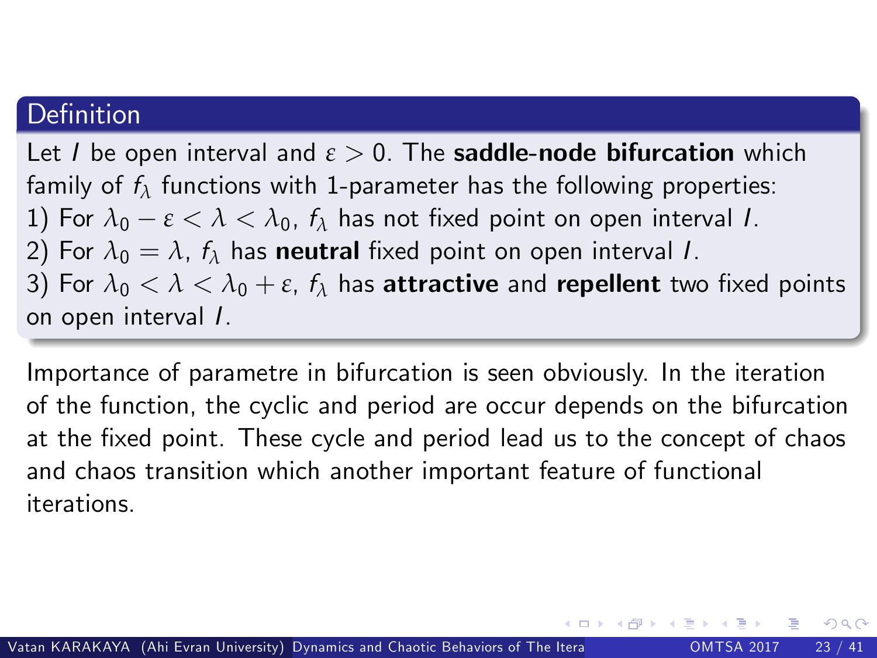**Definition**

Let $I$ be open interval and $\varepsilon > 0$. The **saddle-node bifurcation** which family of $f_\lambda$ functions with 1-parameter has the following properties:
1) For $\lambda_0 - \varepsilon < \lambda < \lambda_0$, $f_\lambda$ has not fixed point on open interval $I$.
2) For $\lambda_0 = \lambda$, $f_\lambda$ has **neutral** fixed point on open interval $I$.
3) For $\lambda_0 < \lambda < \lambda_0 + \varepsilon$, $f_\lambda$ has **attractive** and **repellent** two fixed points on open interval $I$.

Importance of parametre in bifurcation is seen obviously. In the iteration of the function, the cyclic and period are occur depends on the bifurcation at the fixed point. These cycle and period lead us to the concept of chaos and chaos transition which another important feature of functional iterations.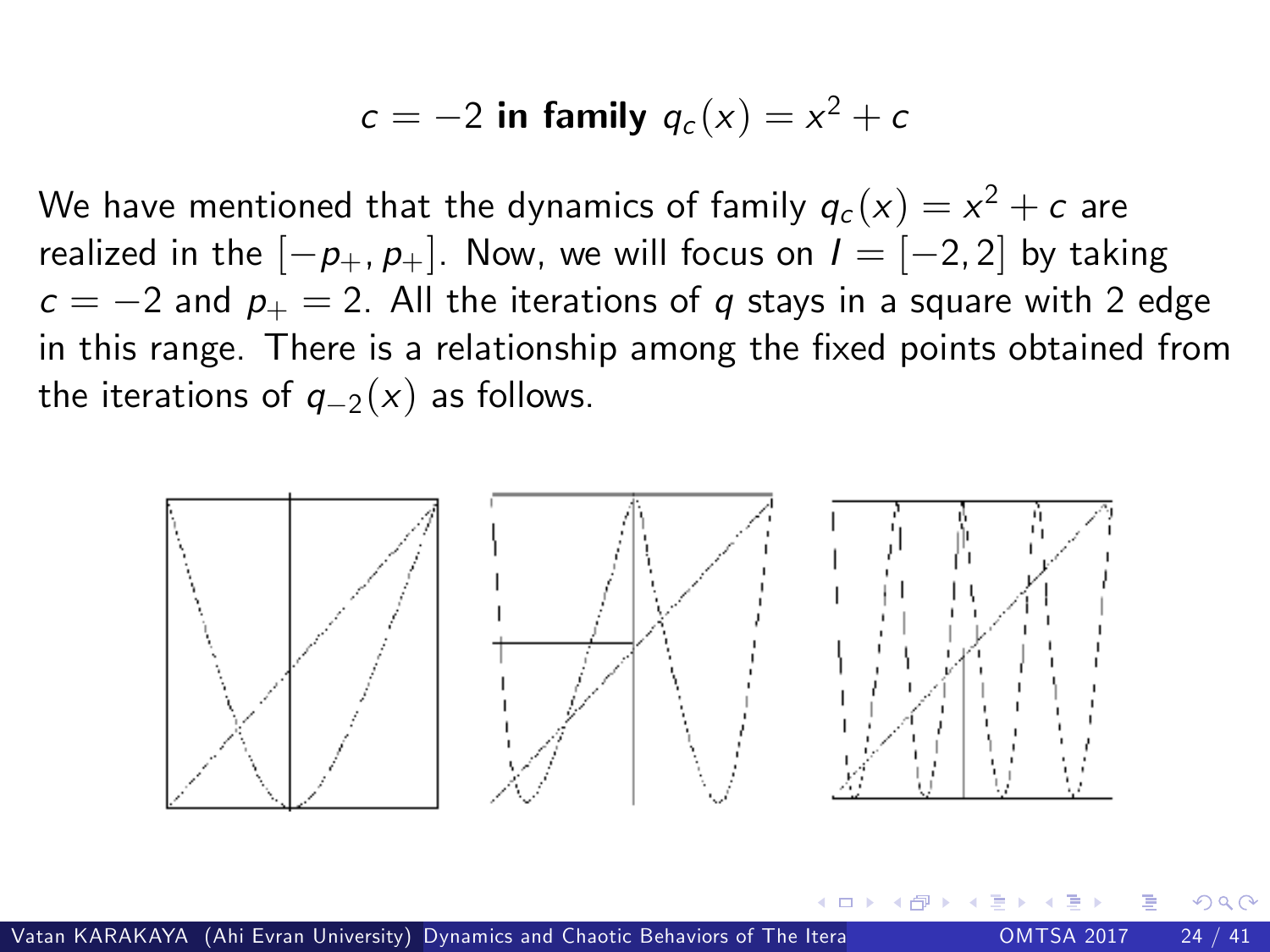# $c = -2$ **in family** $q_c(x) = x^2 + c$

We have mentioned that the dynamics of family $q_c(x) = x^2 + c$ are realized in the $[-p_+, p_+]$. Now, we will focus on $I = [-2, 2]$ by taking $c = -2$ and $p_+ = 2$. All the iterations of $q$ stays in a square with 2 edge in this range. There is a relationship among the fixed points obtained from the iterations of $q_{-2}(x)$ as follows.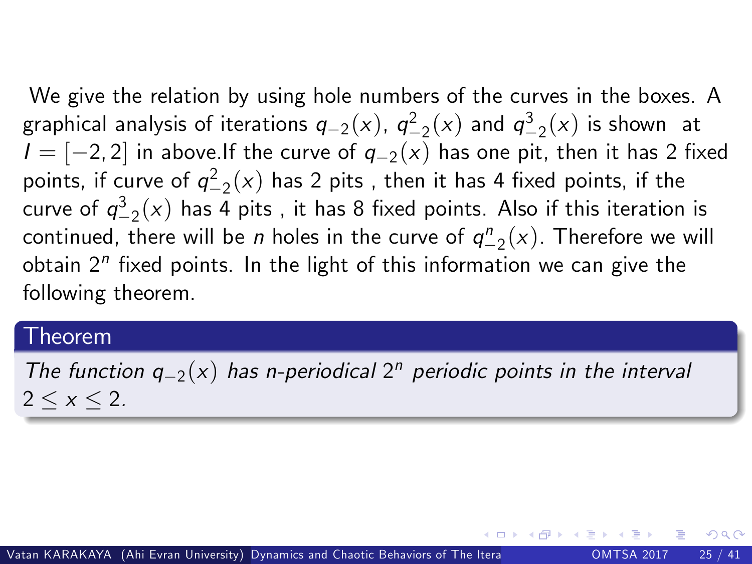We give the relation by using hole numbers of the curves in the boxes. A graphical analysis of iterations $q_{-2}(x)$, $q^2_{-2}(x)$ and $q^3_{-2}(x)$ is shown at $I = [-2, 2]$ in above.If the curve of $q_{-2}(x)$ has one pit, then it has 2 fixed points, if curve of $q^2_{-2}(x)$ has 2 pits , then it has 4 fixed points, if the curve of $q^3_{-2}(x)$ has 4 pits , it has 8 fixed points. Also if this iteration is continued, there will be $n$ holes in the curve of $q^n_{-2}(x)$. Therefore we will obtain $2^n$ fixed points. In the light of this information we can give the following theorem.

**Theorem**

*The function $q_{-2}(x)$ has n-periodical $2^n$ periodic points in the interval $2 \leq x \leq 2$.*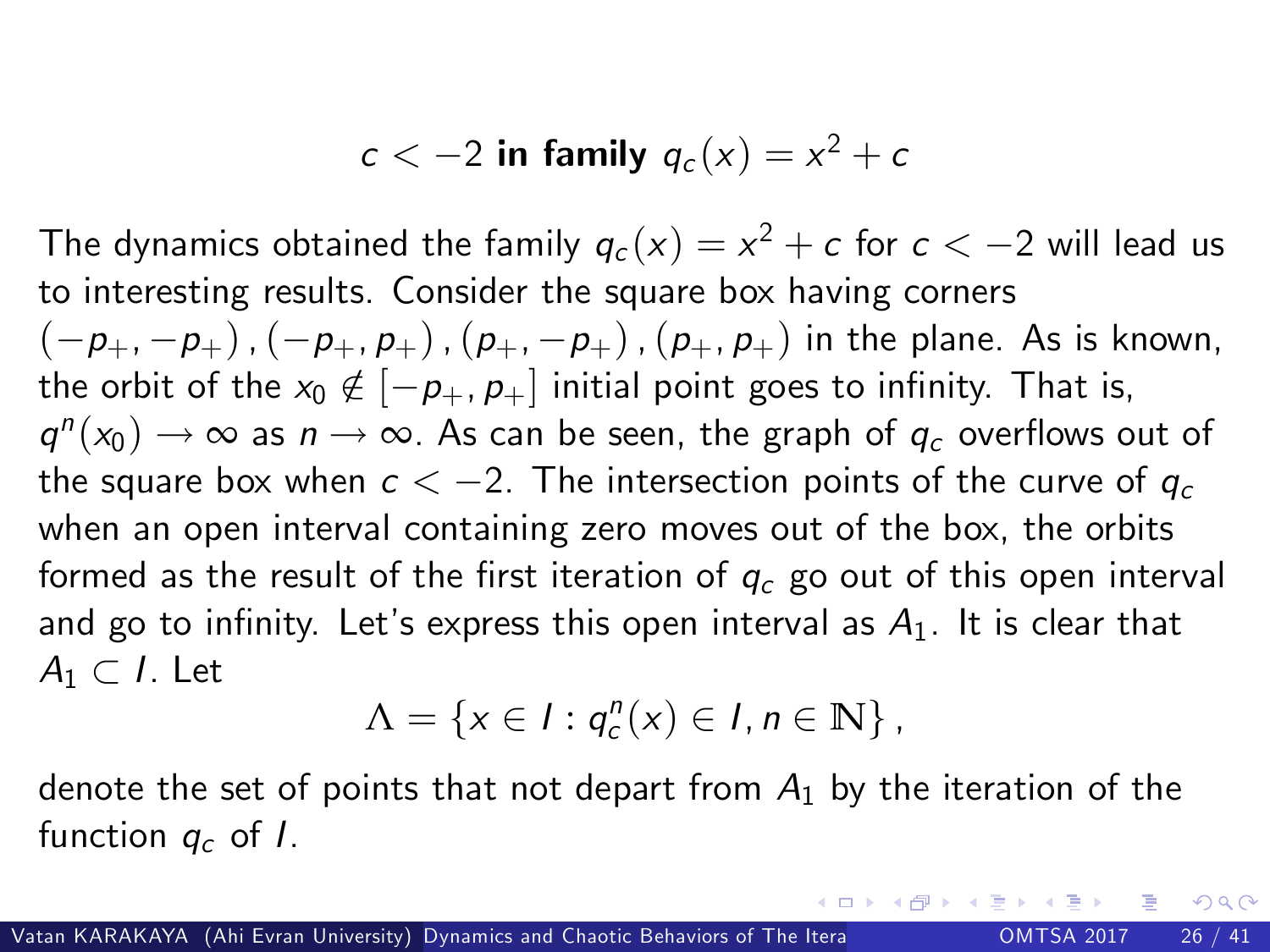# $c < -2$ in family $q_c(x) = x^2 + c$

The dynamics obtained the family $q_c(x) = x^2 + c$ for $c < -2$ will lead us to interesting results. Consider the square box having corners $(-p_+, -p_+), (-p_+, p_+), (p_+, -p_+), (p_+, p_+)$ in the plane. As is known, the orbit of the $x_0 \notin [-p_+, p_+]$ initial point goes to infinity. That is, $q^n(x_0) \to \infty$ as $n \to \infty$. As can be seen, the graph of $q_c$ overflows out of the square box when $c < -2$. The intersection points of the curve of $q_c$ when an open interval containing zero moves out of the box, the orbits formed as the result of the first iteration of $q_c$ go out of this open interval and go to infinity. Let's express this open interval as $A_1$. It is clear that $A_1 \subset I$. Let

$$\Lambda = \left\{ x \in I : q_c^n(x) \in I, n \in \mathbb{N} \right\},$$

denote the set of points that not depart from $A_1$ by the iteration of the function $q_c$ of $I$.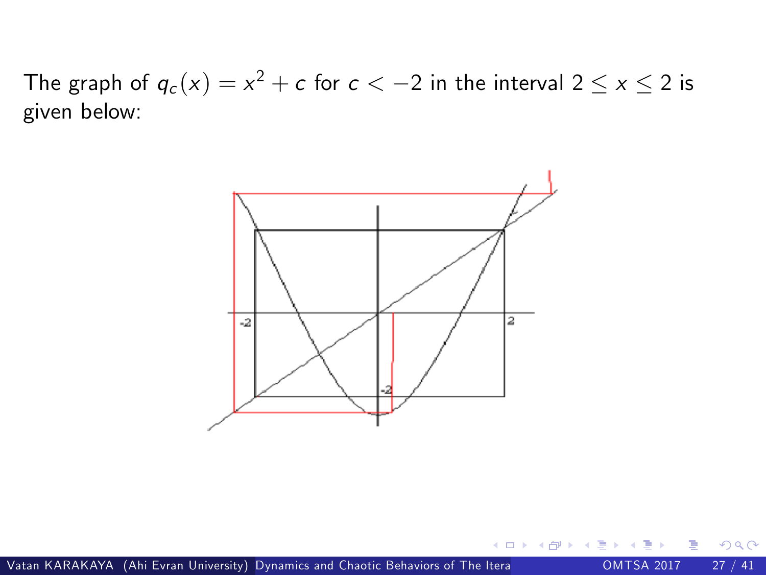The graph of $q_c(x) = x^2 + c$ for $c < -2$ in the interval $2 \leq x \leq 2$ is given below: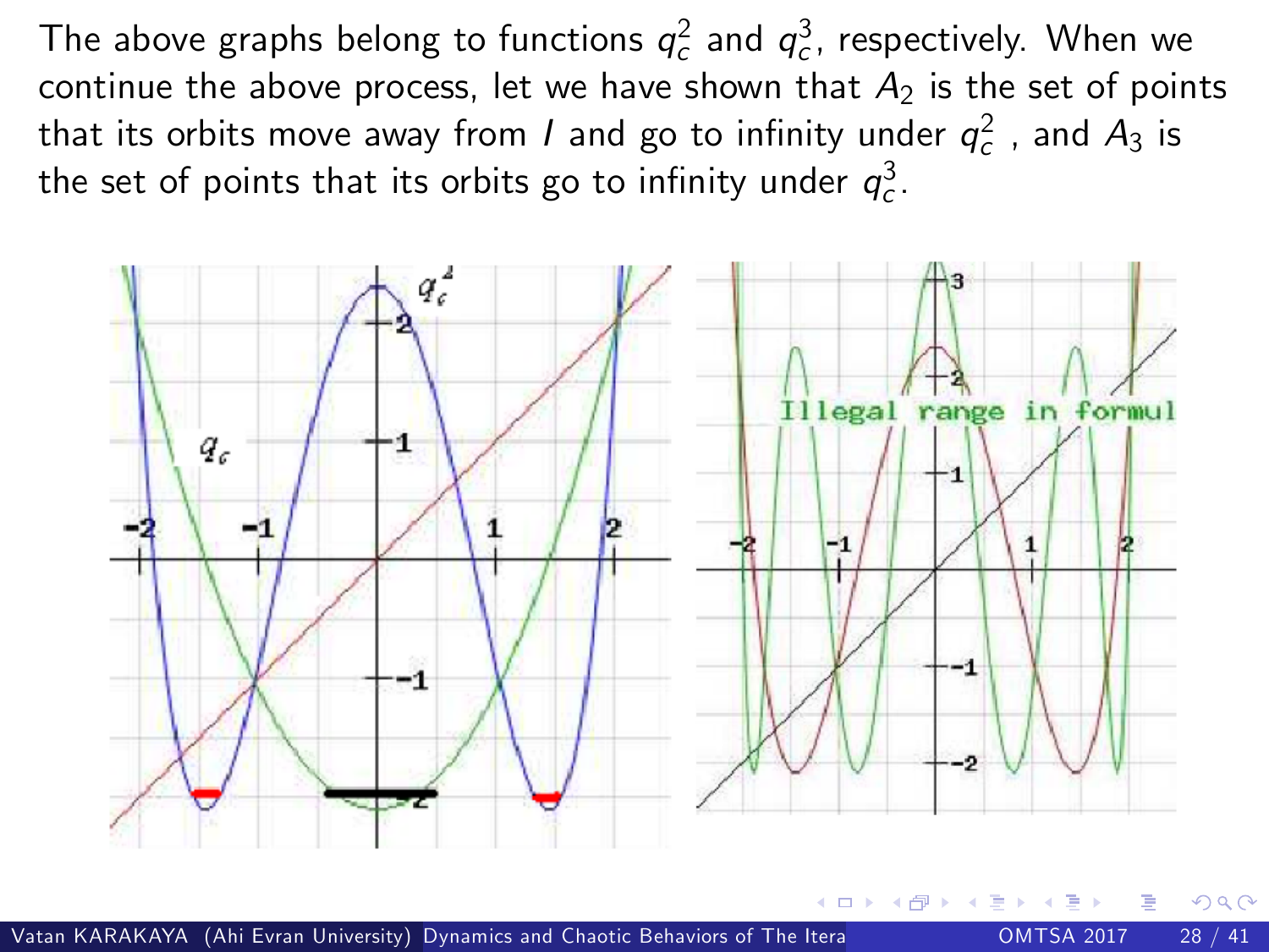The above graphs belong to functions $q_c^2$ and $q_c^3$, respectively. When we continue the above process, let we have shown that $A_2$ is the set of points that its orbits move away from $I$ and go to infinity under $q_c^2$ , and $A_3$ is the set of points that its orbits go to infinity under $q_c^3$.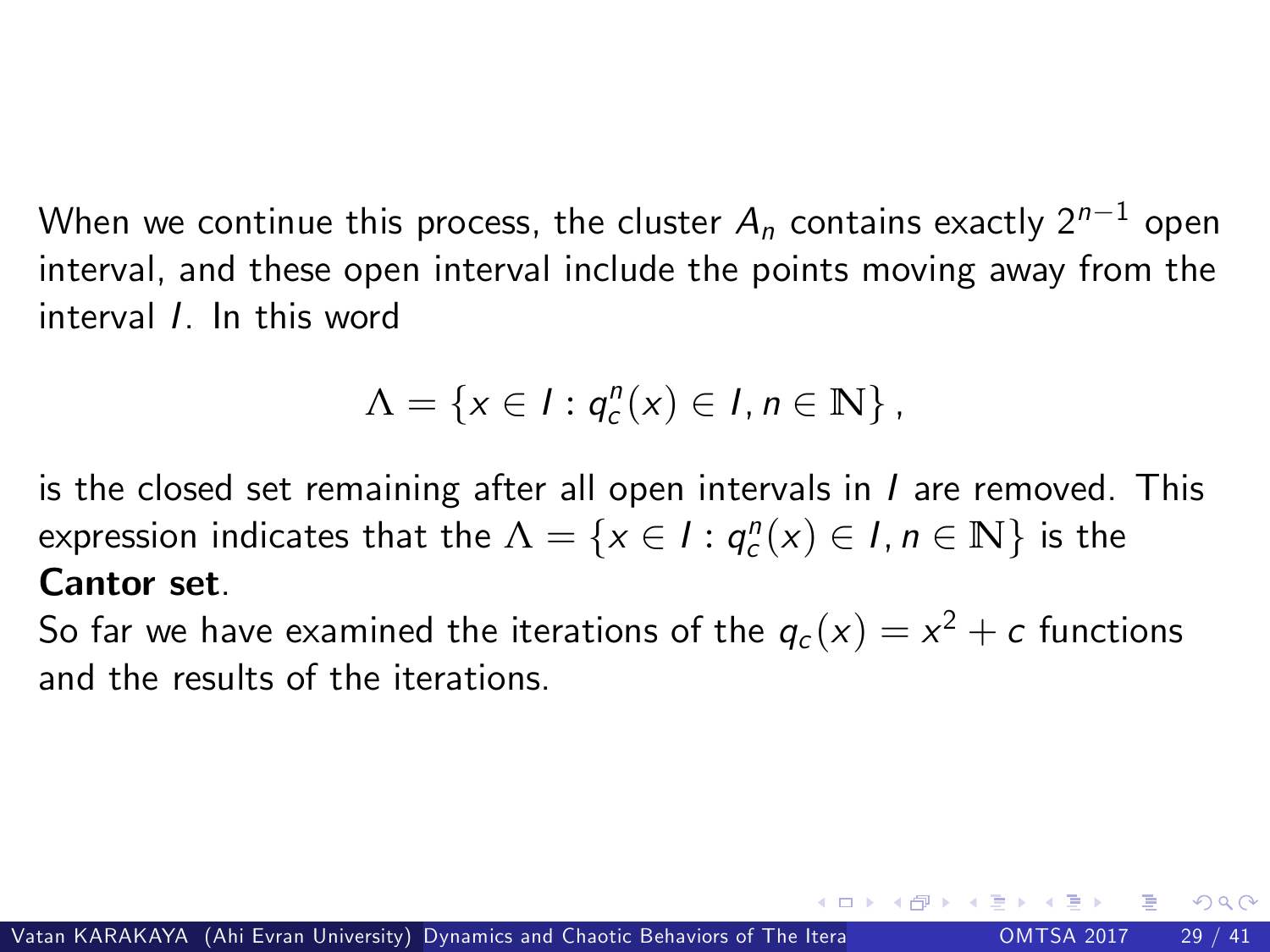When we continue this process, the cluster $A_n$ contains exactly $2^{n-1}$ open interval, and these open interval include the points moving away from the interval $I$. In this word

$$\Lambda = \left\{ x \in I : q_c^n(x) \in I, n \in \mathbb{N} \right\},$$

is the closed set remaining after all open intervals in $I$ are removed. This expression indicates that the $\Lambda = \left\{ x \in I : q_c^n(x) \in I, n \in \mathbb{N} \right\}$ is the **Cantor set**.

So far we have examined the iterations of the $q_c(x) = x^2 + c$ functions and the results of the iterations.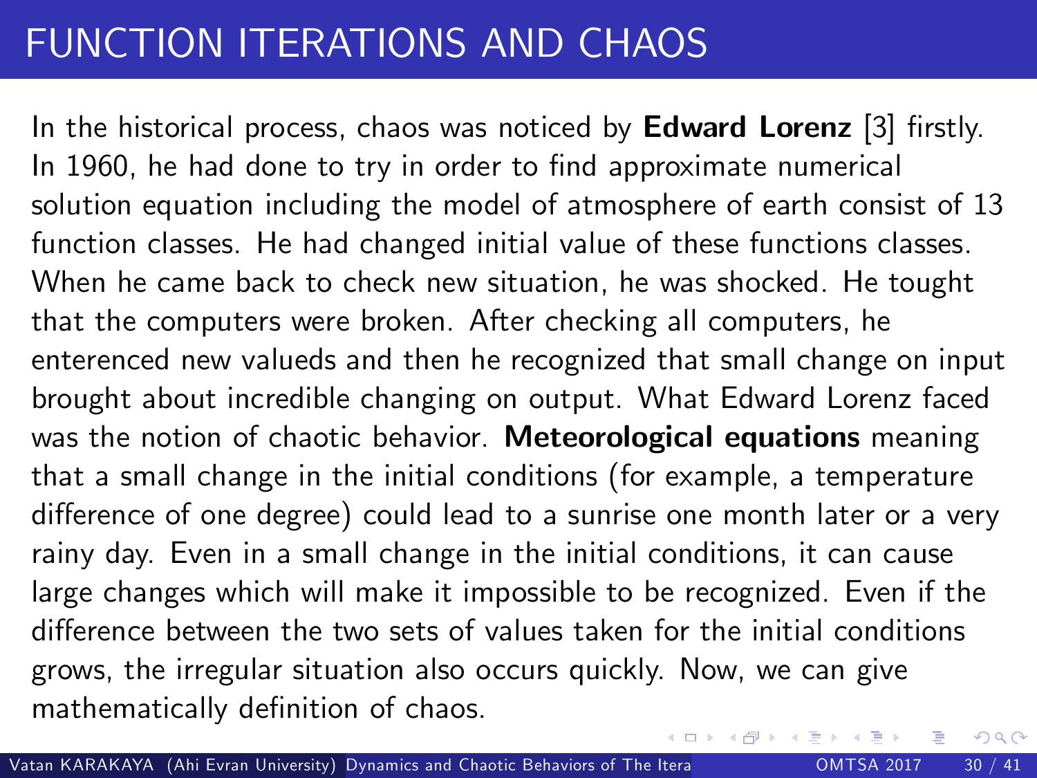# FUNCTION ITERATIONS AND CHAOS

In the historical process, chaos was noticed by **Edward Lorenz** [3] firstly. In 1960, he had done to try in order to find approximate numerical solution equation including the model of atmosphere of earth consist of 13 function classes. He had changed initial value of these functions classes. When he came back to check new situation, he was shocked. He tought that the computers were broken. After checking all computers, he enterenced new valueds and then he recognized that small change on input brought about incredible changing on output. What Edward Lorenz faced was the notion of chaotic behavior. **Meteorological equations** meaning that a small change in the initial conditions (for example, a temperature difference of one degree) could lead to a sunrise one month later or a very rainy day. Even in a small change in the initial conditions, it can cause large changes which will make it impossible to be recognized. Even if the difference between the two sets of values taken for the initial conditions grows, the irregular situation also occurs quickly. Now, we can give mathematically definition of chaos.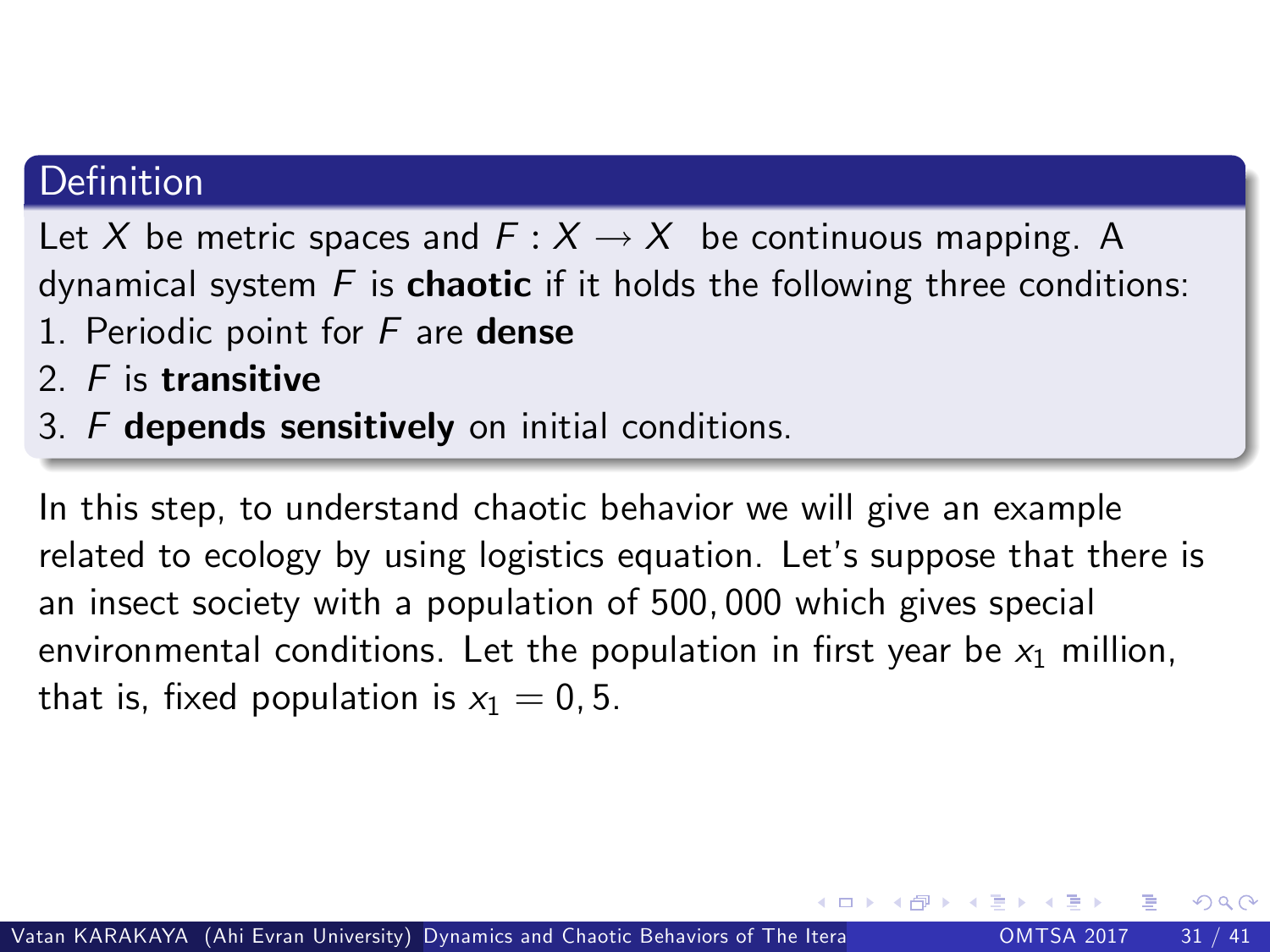**Definition**

Let $X$ be metric spaces and $F : X \to X$ be continuous mapping. A dynamical system $F$ is **chaotic** if it holds the following three conditions:

1. Periodic point for $F$ are **dense**
2. $F$ is **transitive**
3. $F$ **depends sensitively** on initial conditions.

In this step, to understand chaotic behavior we will give an example related to ecology by using logistics equation. Let's suppose that there is an insect society with a population of $500,000$ which gives special environmental conditions. Let the population in first year be $x_1$ million, that is, fixed population is $x_1 = 0,5$.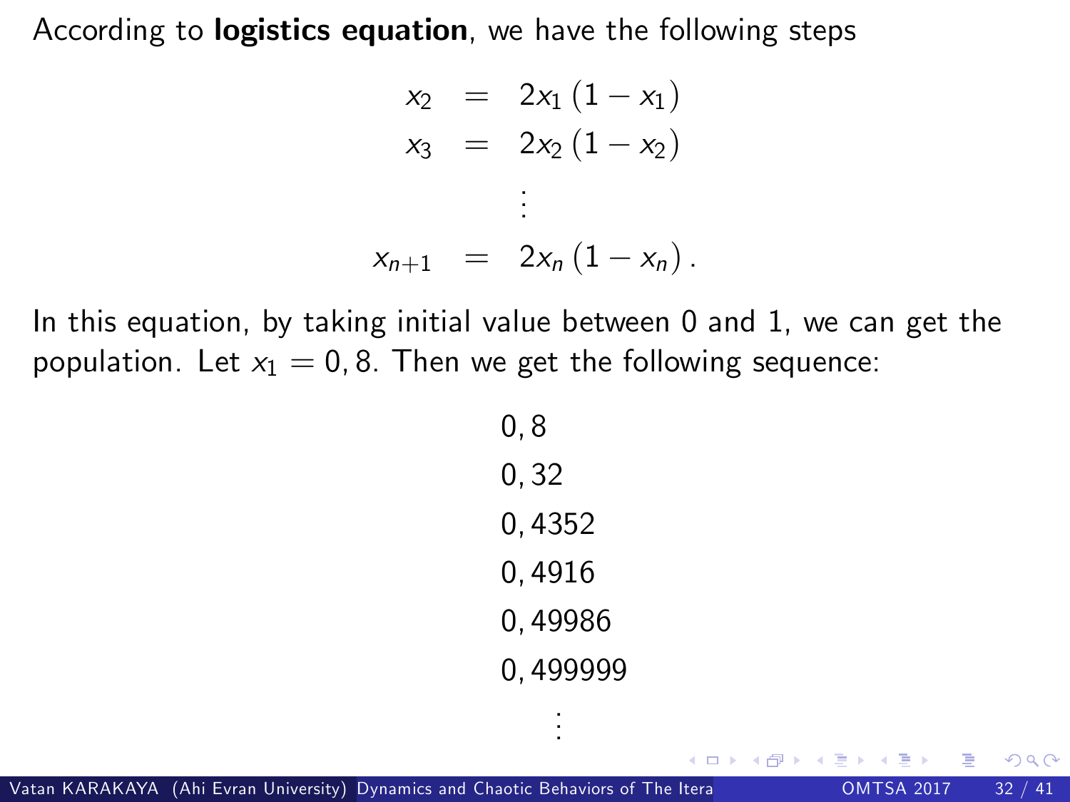According to **logistics equation**, we have the following steps

$$
\begin{aligned}
x_2 &= 2x_1\left(1-x_1\right) \\
x_3 &= 2x_2\left(1-x_2\right) \\
&\vdots \\
x_{n+1} &= 2x_n\left(1-x_n\right).
\end{aligned}
$$

In this equation, by taking initial value between 0 and 1, we can get the population. Let $x_1 = 0,8$. Then we get the following sequence:

$$
\begin{gathered}
0,8 \\
0,32 \\
0,4352 \\
0,4916 \\
0,49986 \\
0,499999 \\
\vdots
\end{gathered}
$$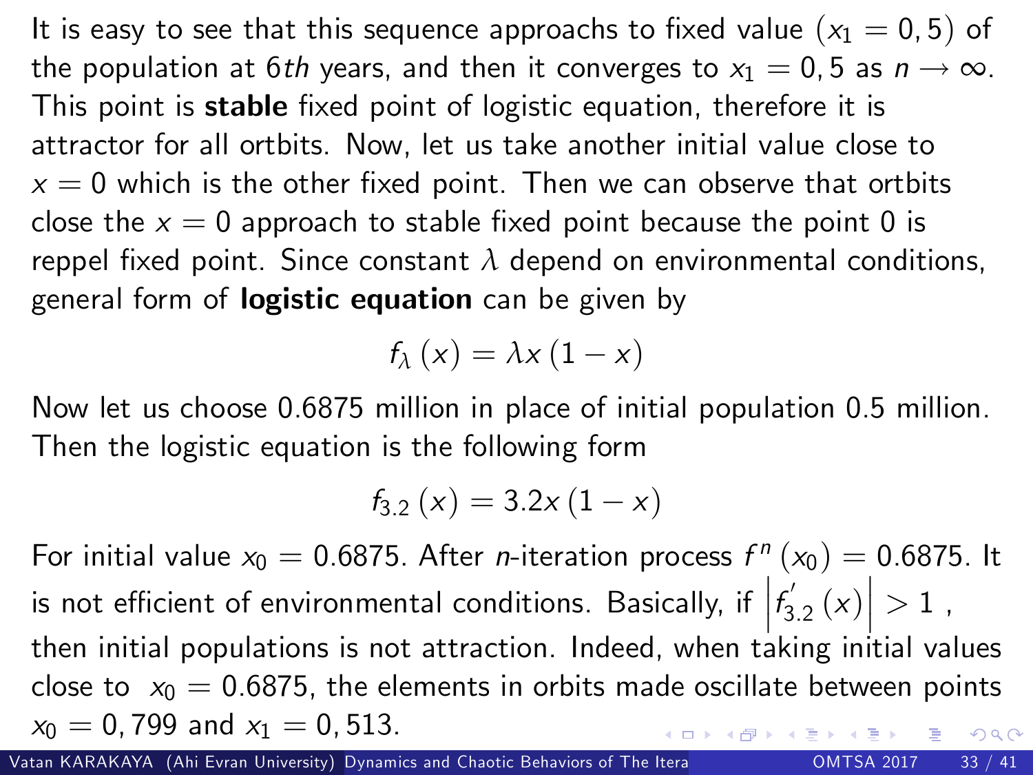It is easy to see that this sequence approachs to fixed value $(x_1 = 0,5)$ of the population at $6th$ years, and then it converges to $x_1 = 0,5$ as $n \to \infty$. This point is **stable** fixed point of logistic equation, therefore it is attractor for all ortbits. Now, let us take another initial value close to $x = 0$ which is the other fixed point. Then we can observe that ortbits close the $x = 0$ approach to stable fixed point because the point 0 is reppel fixed point. Since constant $\lambda$ depend on environmental conditions, general form of **logistic equation** can be given by

$$f_{\lambda}(x) = \lambda x (1 - x)$$

Now let us choose 0.6875 million in place of initial population 0.5 million. Then the logistic equation is the following form

$$f_{3.2}(x) = 3.2x(1 - x)$$

For initial value $x_0 = 0.6875$. After $n$-iteration process $f^n(x_0) = 0.6875$. It is not efficient of environmental conditions. Basically, if $\left| f_{3.2}'(x) \right| > 1$ , then initial populations is not attraction. Indeed, when taking initial values close to $x_0 = 0.6875$, the elements in orbits made oscillate between points $x_0 = 0,799$ and $x_1 = 0,513$.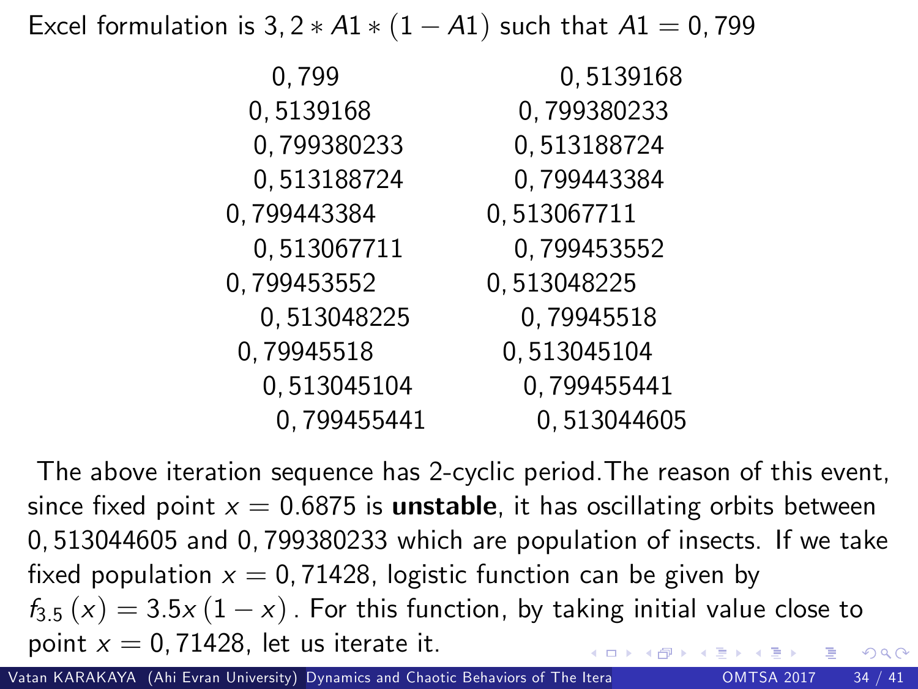Excel formulation is $3,2 * A1 * (1 - A1)$ such that $A1 = 0,799$

| | |
|---|---|
| 0,799 | 0,5139168 |
| 0,5139168 | 0,799380233 |
| 0,799380233 | 0,513188724 |
| 0,513188724 | 0,799443384 |
| 0,799443384 | 0,513067711 |
| 0,513067711 | 0,799453552 |
| 0,799453552 | 0,513048225 |
| 0,513048225 | 0,79945518 |
| 0,79945518 | 0,513045104 |
| 0,513045104 | 0,799455441 |
| 0,799455441 | 0,513044605 |

The above iteration sequence has 2-cyclic period. The reason of this event, since fixed point $x = 0.6875$ is **unstable**, it has oscillating orbits between 0,513044605 and 0,799380233 which are population of insects. If we take fixed population $x = 0,71428$, logistic function can be given by $f_{3.5}(x) = 3.5x(1 - x)$. For this function, by taking initial value close to point $x = 0,71428$, let us iterate it.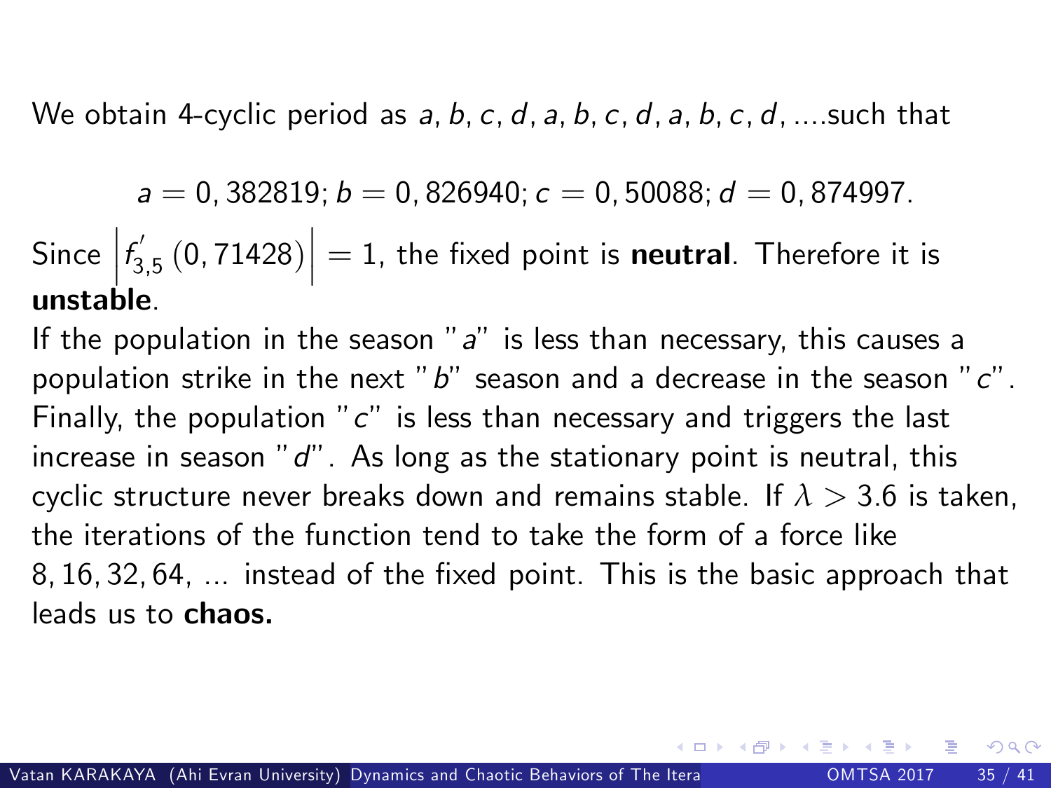We obtain 4-cyclic period as $a, b, c, d, a, b, c, d, a, b, c, d, \ldots$such that

$$a = 0,382819; b = 0,826940; c = 0,50088; d = 0,874997.$$

Since $\left| f'_{3,5}(0,71428) \right| = 1$, the fixed point is **neutral**. Therefore it is **unstable**.

If the population in the season "$a$" is less than necessary, this causes a population strike in the next "$b$" season and a decrease in the season "$c$". Finally, the population "$c$" is less than necessary and triggers the last increase in season "$d$". As long as the stationary point is neutral, this cyclic structure never breaks down and remains stable. If $\lambda > 3.6$ is taken, the iterations of the function tend to take the form of a force like $8, 16, 32, 64, \ldots$ instead of the fixed point. This is the basic approach that leads us to **chaos.**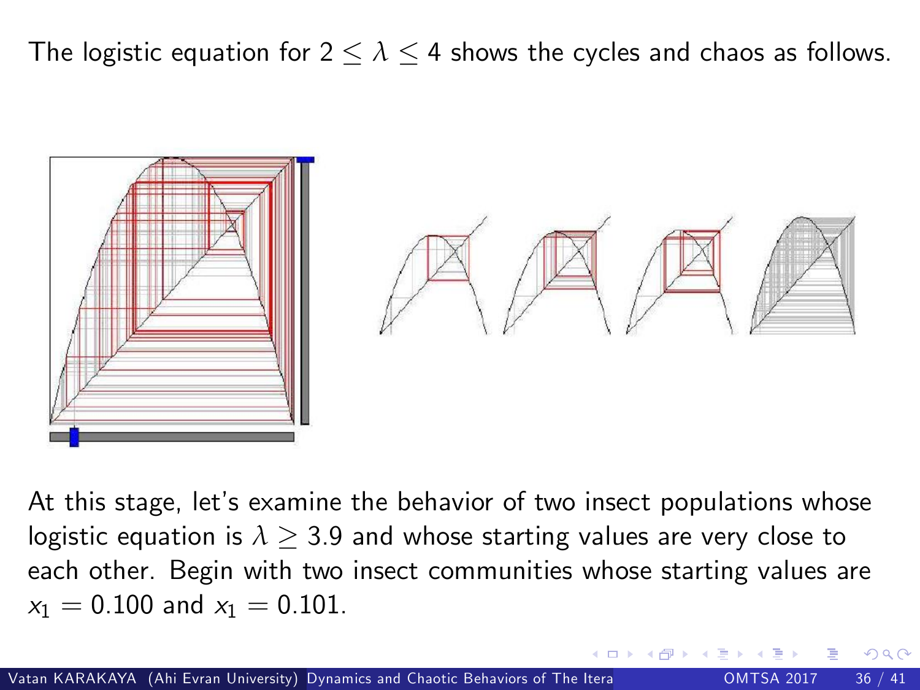The logistic equation for $2 \leq \lambda \leq 4$ shows the cycles and chaos as follows.

At this stage, let's examine the behavior of two insect populations whose logistic equation is $\lambda \geq 3.9$ and whose starting values are very close to each other. Begin with two insect communities whose starting values are $x_1 = 0.100$ and $x_1 = 0.101$.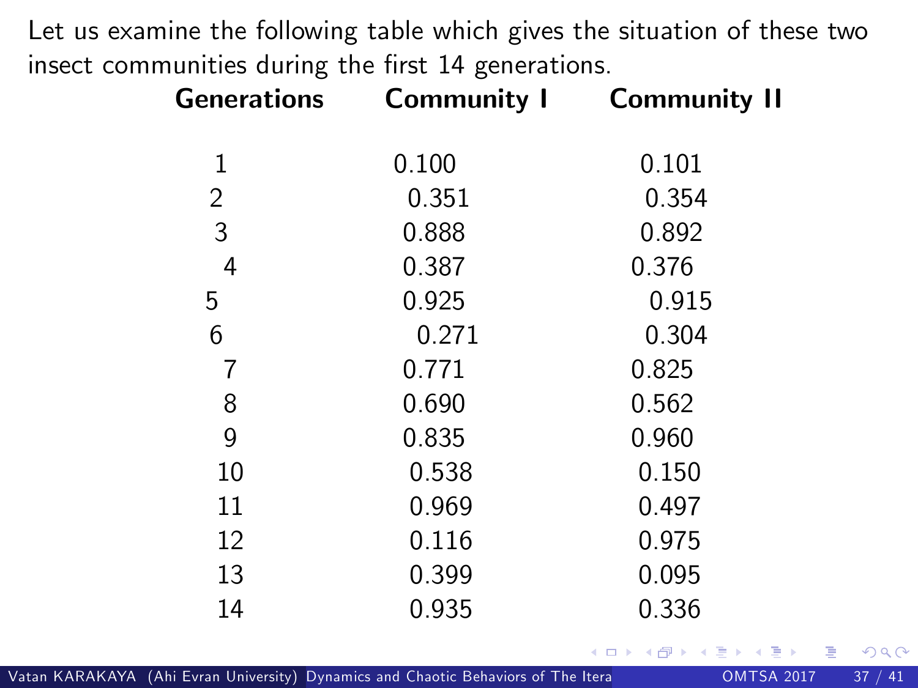Let us examine the following table which gives the situation of these two insect communities during the first 14 generations.

| Generations | Community I | Community II |
|---|---|---|
| 1 | 0.100 | 0.101 |
| 2 | 0.351 | 0.354 |
| 3 | 0.888 | 0.892 |
| 4 | 0.387 | 0.376 |
| 5 | 0.925 | 0.915 |
| 6 | 0.271 | 0.304 |
| 7 | 0.771 | 0.825 |
| 8 | 0.690 | 0.562 |
| 9 | 0.835 | 0.960 |
| 10 | 0.538 | 0.150 |
| 11 | 0.969 | 0.497 |
| 12 | 0.116 | 0.975 |
| 13 | 0.399 | 0.095 |
| 14 | 0.935 | 0.336 |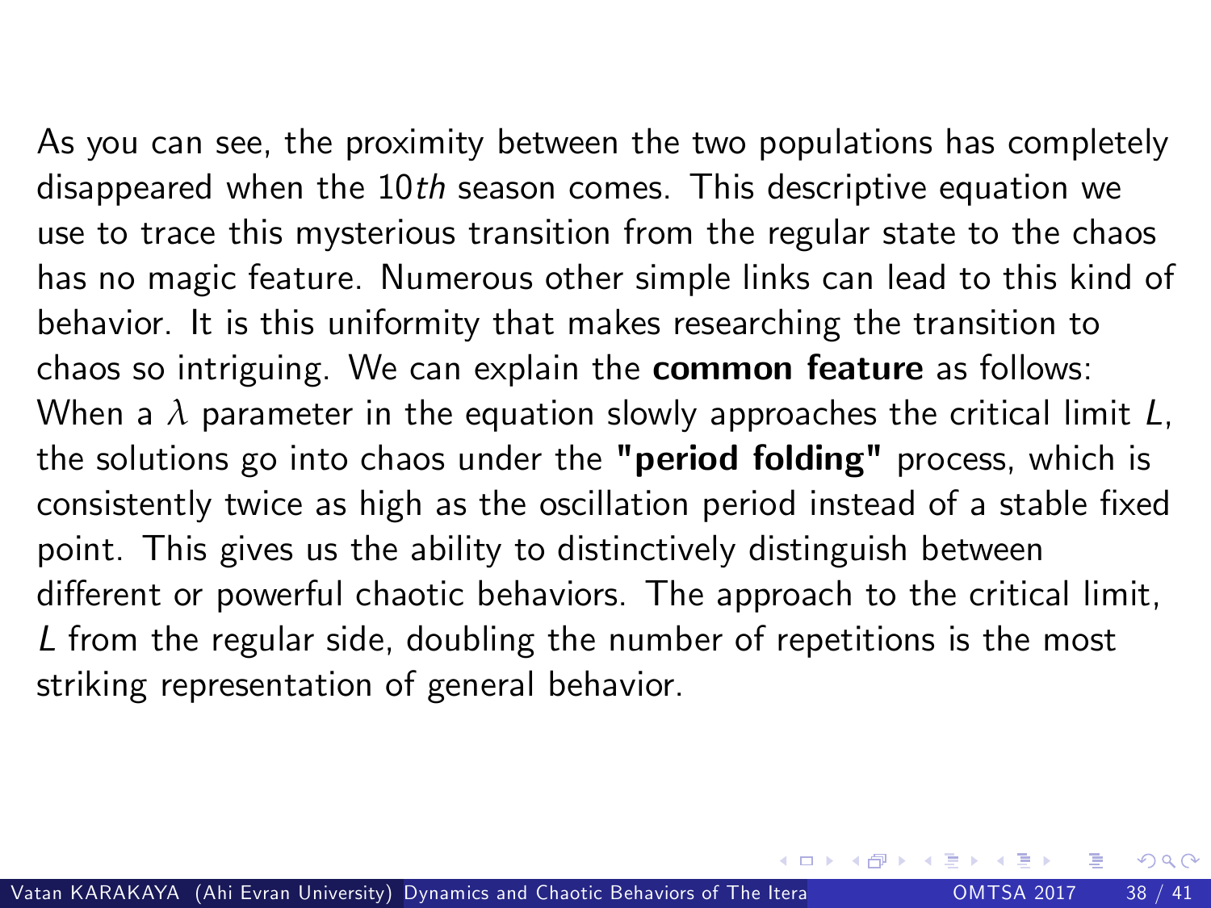As you can see, the proximity between the two populations has completely disappeared when the 10*th* season comes. This descriptive equation we use to trace this mysterious transition from the regular state to the chaos has no magic feature. Numerous other simple links can lead to this kind of behavior. It is this uniformity that makes researching the transition to chaos so intriguing. We can explain the **common feature** as follows: When a $\lambda$ parameter in the equation slowly approaches the critical limit $L$, the solutions go into chaos under the **"period folding"** process, which is consistently twice as high as the oscillation period instead of a stable fixed point. This gives us the ability to distinctively distinguish between different or powerful chaotic behaviors. The approach to the critical limit, $L$ from the regular side, doubling the number of repetitions is the most striking representation of general behavior.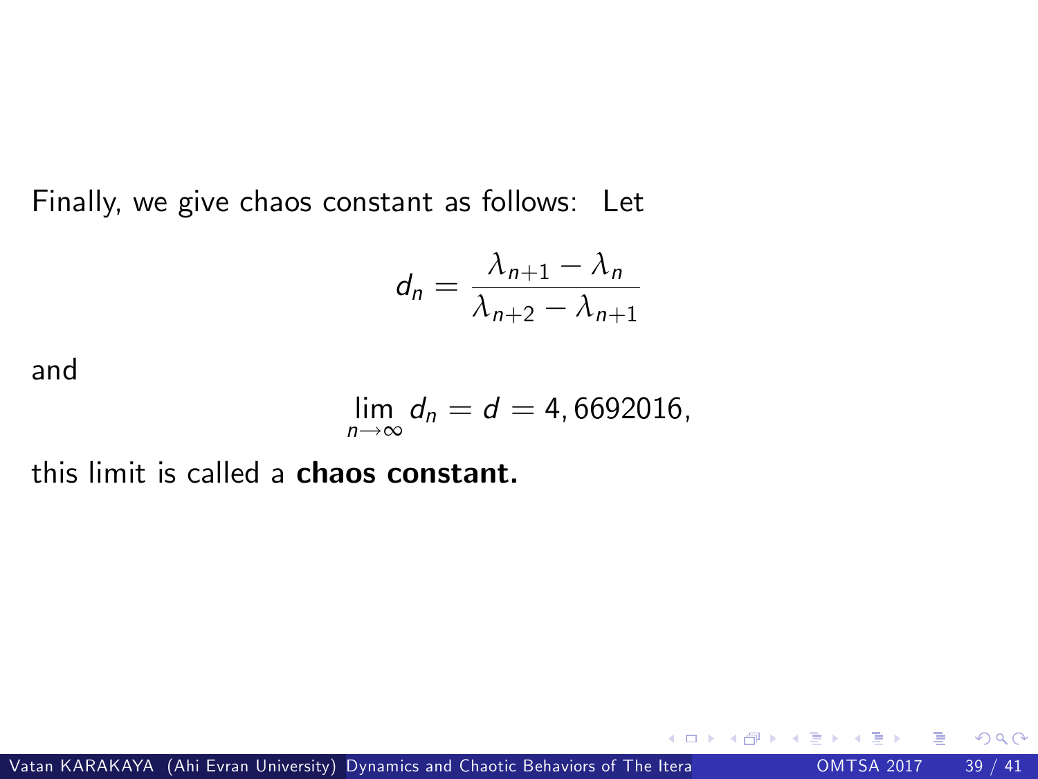Finally, we give chaos constant as follows: Let

$$d_n = \frac{\lambda_{n+1} - \lambda_n}{\lambda_{n+2} - \lambda_{n+1}}$$

and

$$\lim_{n \to \infty} d_n = d = 4,6692016,$$

this limit is called a **chaos constant.**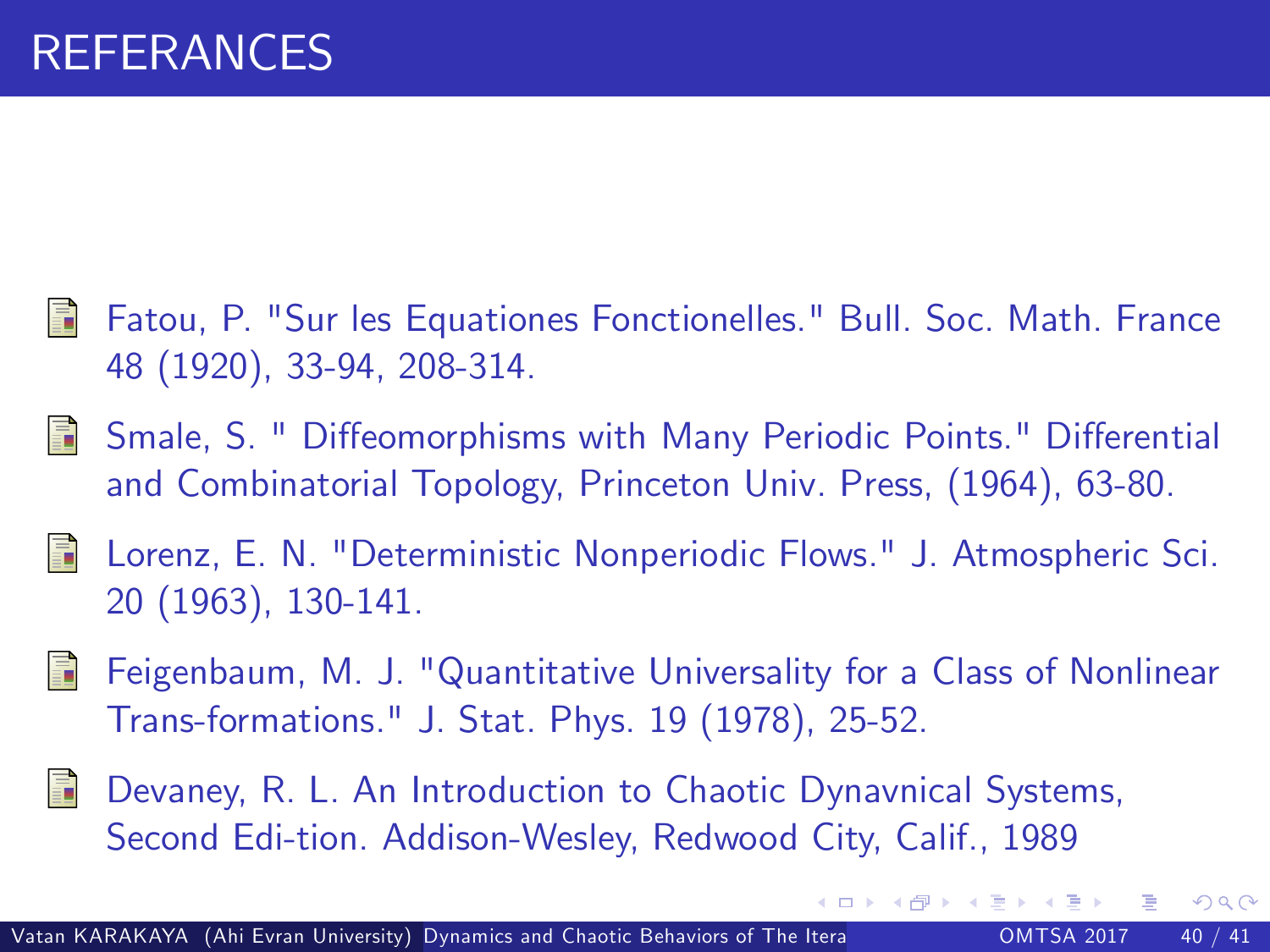# REFERANCES

- Fatou, P. "Sur les Equationes Fonctionelles." Bull. Soc. Math. France 48 (1920), 33-94, 208-314.
- Smale, S. " Diffeomorphisms with Many Periodic Points." Differential and Combinatorial Topology, Princeton Univ. Press, (1964), 63-80.
- Lorenz, E. N. "Deterministic Nonperiodic Flows." J. Atmospheric Sci. 20 (1963), 130-141.
- Feigenbaum, M. J. "Quantitative Universality for a Class of Nonlinear Trans-formations." J. Stat. Phys. 19 (1978), 25-52.
- Devaney, R. L. An Introduction to Chaotic Dynavnical Systems, Second Edi-tion. Addison-Wesley, Redwood City, Calif., 1989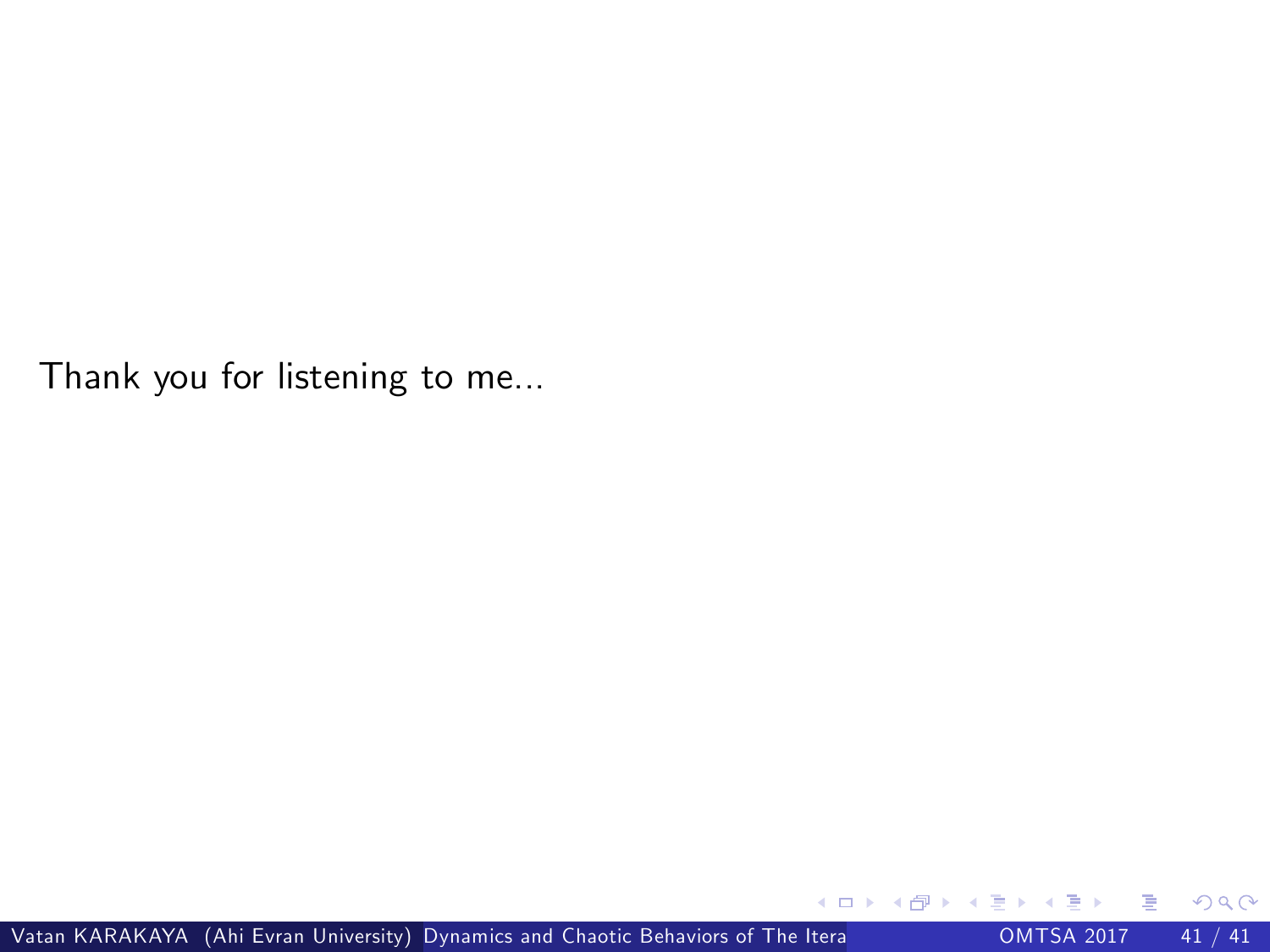Thank you for listening to me...